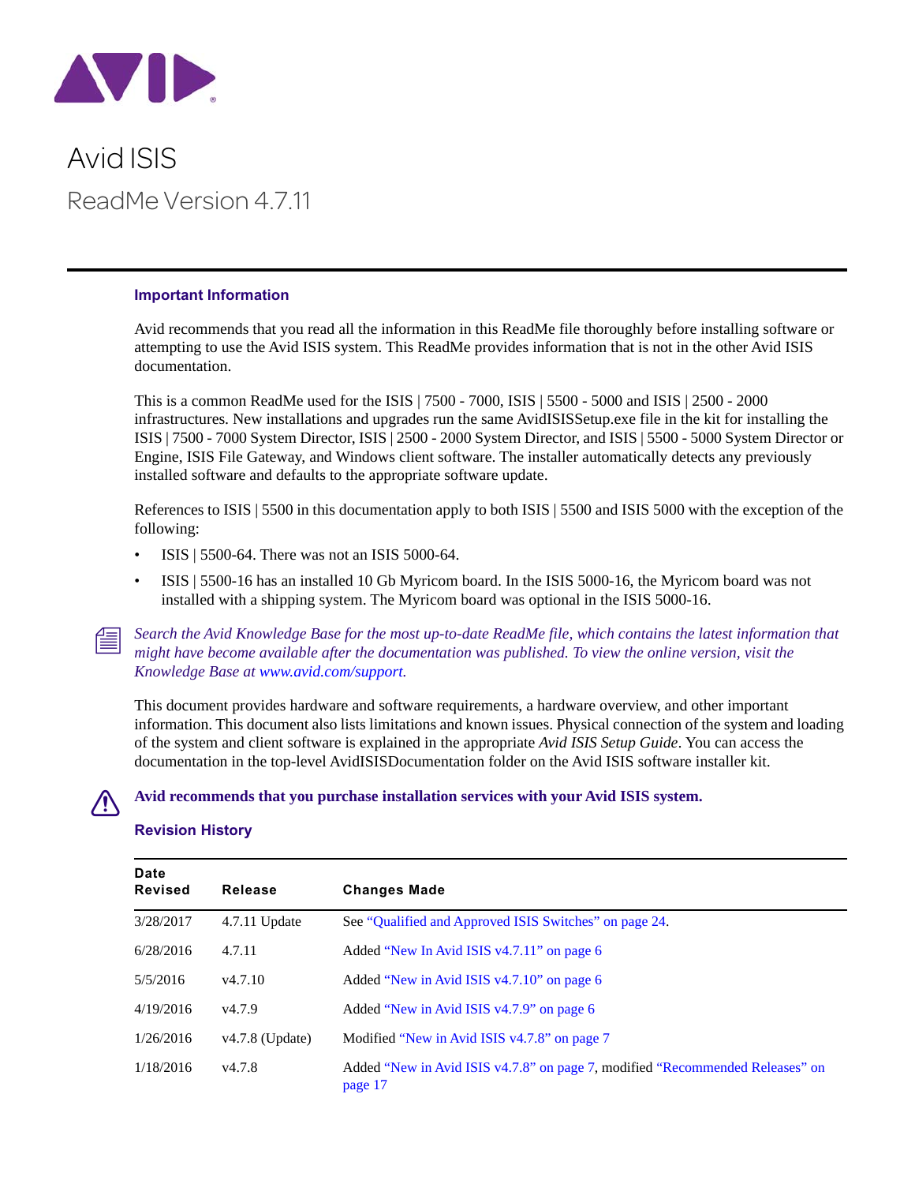# Avid ISIS

## ReadMe Version 4.7.11

### Important Information

Avid recommends that you read all the information in this ReadMe file thoroughly before installing software or attempting to use the Avid ISIS system. This ReadMe provides information that is not in the other Avid ISIS documentation.

This is a common ReadMe used for the ISIS | 7500 - 7000, ISIS | 5500 - 5000 and ISIS | 2500 - 2000 infrastructures. New installations and upgrades run the same AvidISISSetup.exe file in the kit for installing the ISIS | 7500 - 7000 System Director, ISIS | 2500 - 2000 System Director, and ISIS | 5500 - 5000 System Director or Engine, ISIS File Gateway, and Windows client software. The installer automatically detects any previously installed software and defaults to the appropriate software update.

References to ISIS | 5500 in this documentation apply to both ISIS | 5500 and ISIS 5000 with the exception of the following:

- ISIS | 5500-64. There was not an ISIS 5000-64.
- ISIS | 5500-16 has an installed 10 Gb Myricom board. In the ISIS 5000-16, the Myricom board was not installed with a shipping system. The Myricom board was optional in the ISIS 5000-16.

*Search the Avid Knowledge Base for the most up-to-date ReadMe file, which contains the latest information that might have become available after the documentation was published. To view the online version, visit the Knowledge Base at www.avid.com/support.*

This document provides hardware and software requirements, a hardware overview, and other important information. This document also lists limitations and known issues. Physical connection of the system and loading of the system and client software is explained in the appropriate *Avid ISIS Setup Guide*. You can access the documentation in the top-level AvidISISDocumentation folder on the Avid ISIS software installer kit.

**Avid recommends that you purchase installation services with your Avid ISIS system.**

### Revision History

| Date Revised | Release | Changes Made |
|---|---|---|
| 3/28/2017 | 4.7.11 Update | See "Qualified and Approved ISIS Switches" on page 24. |
| 6/28/2016 | 4.7.11 | Added "New In Avid ISIS v4.7.11" on page 6 |
| 5/5/2016 | v4.7.10 | Added "New in Avid ISIS v4.7.10" on page 6 |
| 4/19/2016 | v4.7.9 | Added "New in Avid ISIS v4.7.9" on page 6 |
| 1/26/2016 | v4.7.8 (Update) | Modified "New in Avid ISIS v4.7.8" on page 7 |
| 1/18/2016 | v4.7.8 | Added "New in Avid ISIS v4.7.8" on page 7, modified "Recommended Releases" on page 17 |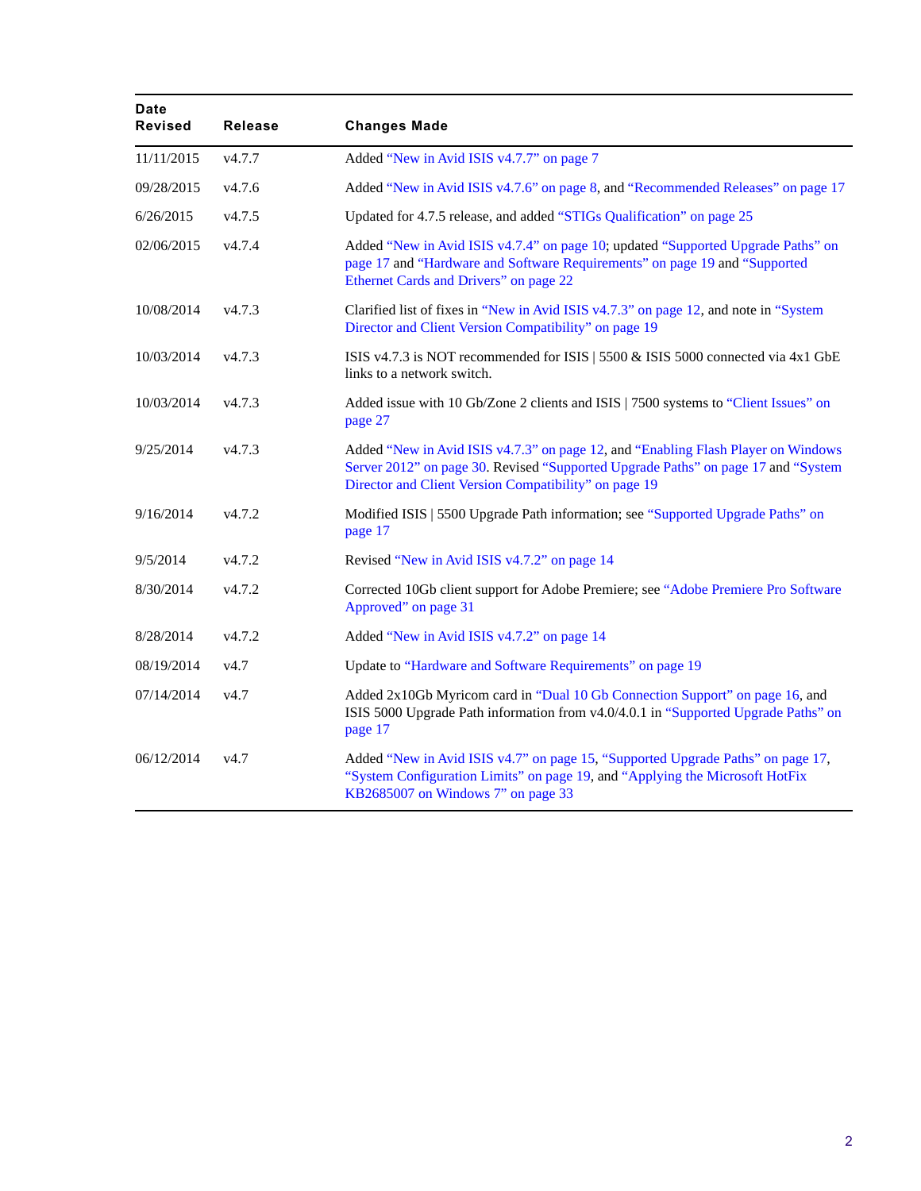| Date Revised | Release | Changes Made |
| --- | --- | --- |
| 11/11/2015 | v4.7.7 | Added “New in Avid ISIS v4.7.7” on page 7 |
| 09/28/2015 | v4.7.6 | Added “New in Avid ISIS v4.7.6” on page 8, and “Recommended Releases” on page 17 |
| 6/26/2015 | v4.7.5 | Updated for 4.7.5 release, and added “STIGs Qualification” on page 25 |
| 02/06/2015 | v4.7.4 | Added “New in Avid ISIS v4.7.4” on page 10; updated “Supported Upgrade Paths” on page 17 and “Hardware and Software Requirements” on page 19 and “Supported Ethernet Cards and Drivers” on page 22 |
| 10/08/2014 | v4.7.3 | Clarified list of fixes in “New in Avid ISIS v4.7.3” on page 12, and note in “System Director and Client Version Compatibility” on page 19 |
| 10/03/2014 | v4.7.3 | ISIS v4.7.3 is NOT recommended for ISIS &#124; 5500 & ISIS 5000 connected via 4x1 GbE links to a network switch. |
| 10/03/2014 | v4.7.3 | Added issue with 10 Gb/Zone 2 clients and ISIS &#124; 7500 systems to “Client Issues” on page 27 |
| 9/25/2014 | v4.7.3 | Added “New in Avid ISIS v4.7.3” on page 12, and “Enabling Flash Player on Windows Server 2012” on page 30. Revised “Supported Upgrade Paths” on page 17 and “System Director and Client Version Compatibility” on page 19 |
| 9/16/2014 | v4.7.2 | Modified ISIS &#124; 5500 Upgrade Path information; see “Supported Upgrade Paths” on page 17 |
| 9/5/2014 | v4.7.2 | Revised “New in Avid ISIS v4.7.2” on page 14 |
| 8/30/2014 | v4.7.2 | Corrected 10Gb client support for Adobe Premiere; see “Adobe Premiere Pro Software Approved” on page 31 |
| 8/28/2014 | v4.7.2 | Added “New in Avid ISIS v4.7.2” on page 14 |
| 08/19/2014 | v4.7 | Update to “Hardware and Software Requirements” on page 19 |
| 07/14/2014 | v4.7 | Added 2x10Gb Myricom card in “Dual 10 Gb Connection Support” on page 16, and ISIS 5000 Upgrade Path information from v4.0/4.0.1 in “Supported Upgrade Paths” on page 17 |
| 06/12/2014 | v4.7 | Added “New in Avid ISIS v4.7” on page 15, “Supported Upgrade Paths” on page 17, “System Configuration Limits” on page 19, and “Applying the Microsoft HotFix KB2685007 on Windows 7” on page 33 |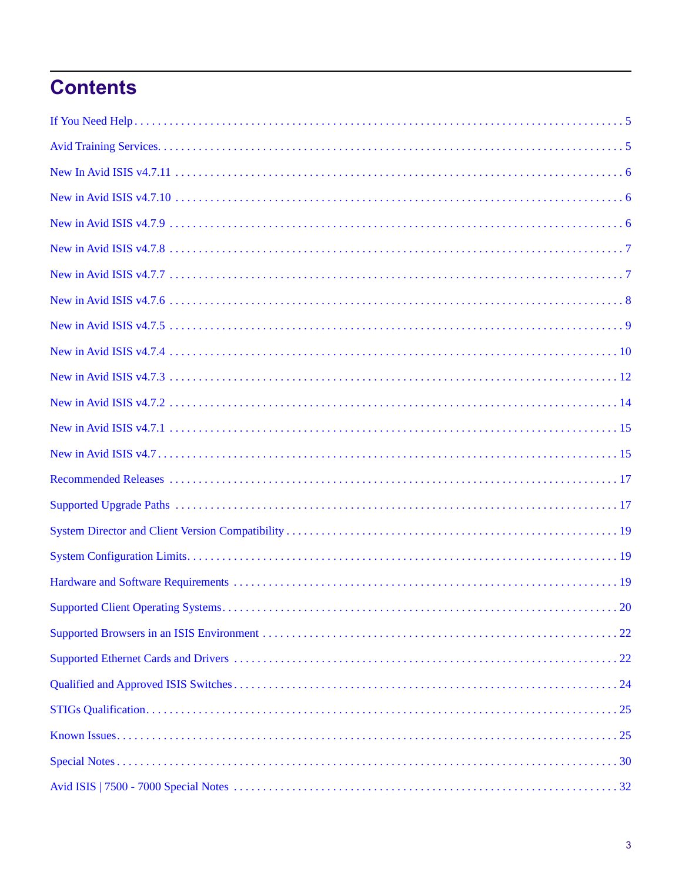# Contents

If You Need Help . . . . . . . . . . . . . . . . . . . . . . . . . . . . . . . . . . . . . . . . . . . . . . . . . . . . . . . . . . . . . . . . . . . . . . . . . . 5

Avid Training Services. . . . . . . . . . . . . . . . . . . . . . . . . . . . . . . . . . . . . . . . . . . . . . . . . . . . . . . . . . . . . . . . . . . . . . . 5

New In Avid ISIS v4.7.11 . . . . . . . . . . . . . . . . . . . . . . . . . . . . . . . . . . . . . . . . . . . . . . . . . . . . . . . . . . . . . . . . . . . 6

New in Avid ISIS v4.7.10 . . . . . . . . . . . . . . . . . . . . . . . . . . . . . . . . . . . . . . . . . . . . . . . . . . . . . . . . . . . . . . . . . . . 6

New in Avid ISIS v4.7.9 . . . . . . . . . . . . . . . . . . . . . . . . . . . . . . . . . . . . . . . . . . . . . . . . . . . . . . . . . . . . . . . . . . . . 6

New in Avid ISIS v4.7.8 . . . . . . . . . . . . . . . . . . . . . . . . . . . . . . . . . . . . . . . . . . . . . . . . . . . . . . . . . . . . . . . . . . . . 7

New in Avid ISIS v4.7.7 . . . . . . . . . . . . . . . . . . . . . . . . . . . . . . . . . . . . . . . . . . . . . . . . . . . . . . . . . . . . . . . . . . . . 7

New in Avid ISIS v4.7.6 . . . . . . . . . . . . . . . . . . . . . . . . . . . . . . . . . . . . . . . . . . . . . . . . . . . . . . . . . . . . . . . . . . . . 8

New in Avid ISIS v4.7.5 . . . . . . . . . . . . . . . . . . . . . . . . . . . . . . . . . . . . . . . . . . . . . . . . . . . . . . . . . . . . . . . . . . . . 9

New in Avid ISIS v4.7.4 . . . . . . . . . . . . . . . . . . . . . . . . . . . . . . . . . . . . . . . . . . . . . . . . . . . . . . . . . . . . . . . . . . . 10

New in Avid ISIS v4.7.3 . . . . . . . . . . . . . . . . . . . . . . . . . . . . . . . . . . . . . . . . . . . . . . . . . . . . . . . . . . . . . . . . . . . 12

New in Avid ISIS v4.7.2 . . . . . . . . . . . . . . . . . . . . . . . . . . . . . . . . . . . . . . . . . . . . . . . . . . . . . . . . . . . . . . . . . . . 14

New in Avid ISIS v4.7.1 . . . . . . . . . . . . . . . . . . . . . . . . . . . . . . . . . . . . . . . . . . . . . . . . . . . . . . . . . . . . . . . . . . . 15

New in Avid ISIS v4.7. . . . . . . . . . . . . . . . . . . . . . . . . . . . . . . . . . . . . . . . . . . . . . . . . . . . . . . . . . . . . . . . . . . . . 15

Recommended Releases . . . . . . . . . . . . . . . . . . . . . . . . . . . . . . . . . . . . . . . . . . . . . . . . . . . . . . . . . . . . . . . . . . 17

Supported Upgrade Paths . . . . . . . . . . . . . . . . . . . . . . . . . . . . . . . . . . . . . . . . . . . . . . . . . . . . . . . . . . . . . . . . . 17

System Director and Client Version Compatibility . . . . . . . . . . . . . . . . . . . . . . . . . . . . . . . . . . . . . . . . . . . . . . . 19

System Configuration Limits. . . . . . . . . . . . . . . . . . . . . . . . . . . . . . . . . . . . . . . . . . . . . . . . . . . . . . . . . . . . . . . . 19

Hardware and Software Requirements . . . . . . . . . . . . . . . . . . . . . . . . . . . . . . . . . . . . . . . . . . . . . . . . . . . . . . . 19

Supported Client Operating Systems. . . . . . . . . . . . . . . . . . . . . . . . . . . . . . . . . . . . . . . . . . . . . . . . . . . . . . . . . 20

Supported Browsers in an ISIS Environment . . . . . . . . . . . . . . . . . . . . . . . . . . . . . . . . . . . . . . . . . . . . . . . . . . 22

Supported Ethernet Cards and Drivers . . . . . . . . . . . . . . . . . . . . . . . . . . . . . . . . . . . . . . . . . . . . . . . . . . . . . . . 22

Qualified and Approved ISIS Switches . . . . . . . . . . . . . . . . . . . . . . . . . . . . . . . . . . . . . . . . . . . . . . . . . . . . . . . 24

STIGs Qualification. . . . . . . . . . . . . . . . . . . . . . . . . . . . . . . . . . . . . . . . . . . . . . . . . . . . . . . . . . . . . . . . . . . . . . . 25

Known Issues. . . . . . . . . . . . . . . . . . . . . . . . . . . . . . . . . . . . . . . . . . . . . . . . . . . . . . . . . . . . . . . . . . . . . . . . . . . 25

Special Notes . . . . . . . . . . . . . . . . . . . . . . . . . . . . . . . . . . . . . . . . . . . . . . . . . . . . . . . . . . . . . . . . . . . . . . . . . . . 30

Avid ISIS | 7500 - 7000 Special Notes . . . . . . . . . . . . . . . . . . . . . . . . . . . . . . . . . . . . . . . . . . . . . . . . . . . . . . . 32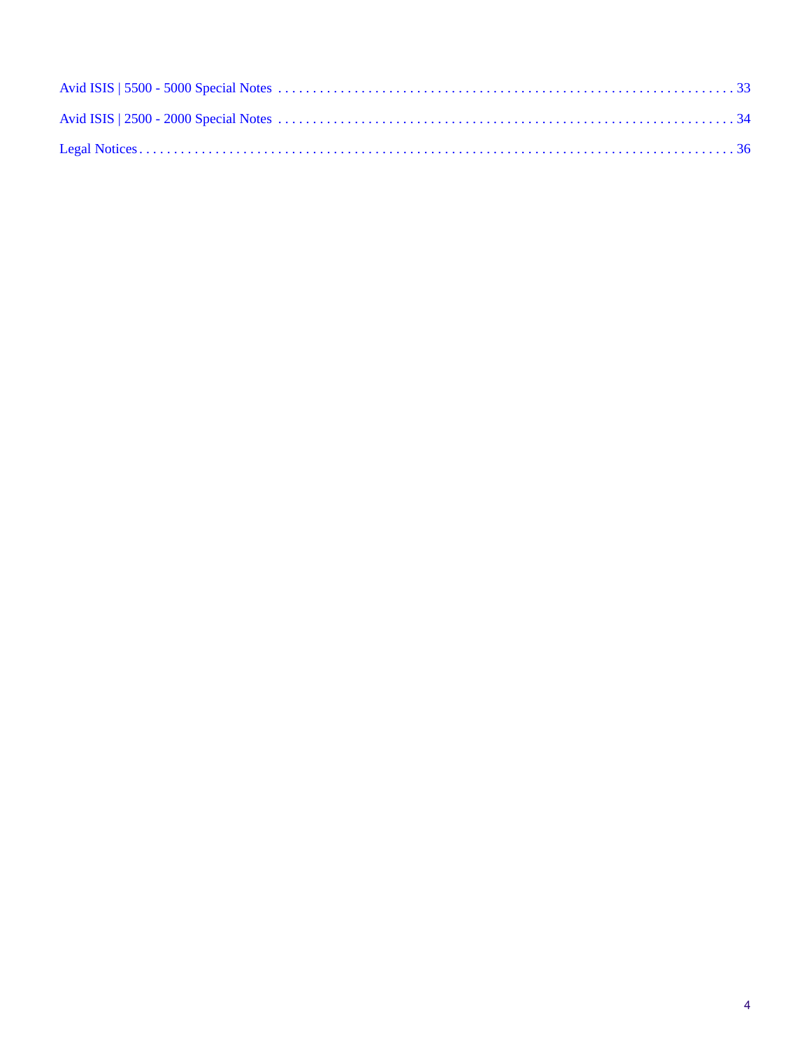Avid ISIS | 5500 - 5000 Special Notes . . . . . . . . . . . . . . . . . . . . . . . . . . . . . . . . . . . . . . . . . . . . . . . . . . . . . . . . . . . . 33

Avid ISIS | 2500 - 2000 Special Notes . . . . . . . . . . . . . . . . . . . . . . . . . . . . . . . . . . . . . . . . . . . . . . . . . . . . . . . . . . . . 34

Legal Notices . . . . . . . . . . . . . . . . . . . . . . . . . . . . . . . . . . . . . . . . . . . . . . . . . . . . . . . . . . . . . . . . . . . . . . . . . . 36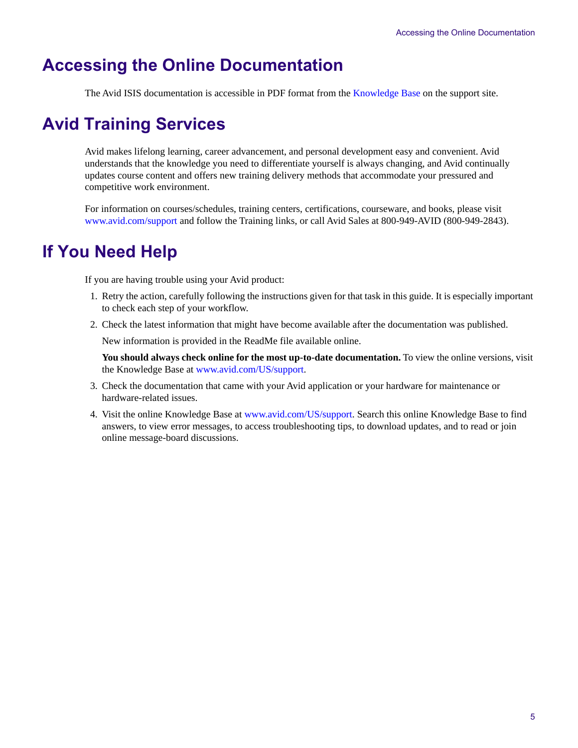# Accessing the Online Documentation

The Avid ISIS documentation is accessible in PDF format from the Knowledge Base on the support site.

# Avid Training Services

Avid makes lifelong learning, career advancement, and personal development easy and convenient. Avid understands that the knowledge you need to differentiate yourself is always changing, and Avid continually updates course content and offers new training delivery methods that accommodate your pressured and competitive work environment.

For information on courses/schedules, training centers, certifications, courseware, and books, please visit www.avid.com/support and follow the Training links, or call Avid Sales at 800-949-AVID (800-949-2843).

# If You Need Help

If you are having trouble using your Avid product:

1. Retry the action, carefully following the instructions given for that task in this guide. It is especially important to check each step of your workflow.
2. Check the latest information that might have become available after the documentation was published.

   New information is provided in the ReadMe file available online.

   **You should always check online for the most up-to-date documentation.** To view the online versions, visit the Knowledge Base at www.avid.com/US/support.
3. Check the documentation that came with your Avid application or your hardware for maintenance or hardware-related issues.
4. Visit the online Knowledge Base at www.avid.com/US/support. Search this online Knowledge Base to find answers, to view error messages, to access troubleshooting tips, to download updates, and to read or join online message-board discussions.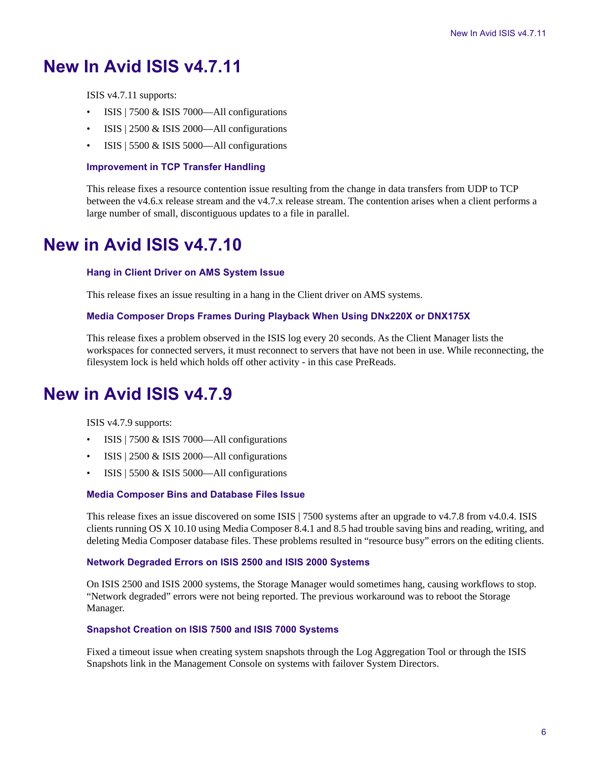# New In Avid ISIS v4.7.11

ISIS v4.7.11 supports:

- ISIS | 7500 & ISIS 7000—All configurations
- ISIS | 2500 & ISIS 2000—All configurations
- ISIS | 5500 & ISIS 5000—All configurations

### Improvement in TCP Transfer Handling

This release fixes a resource contention issue resulting from the change in data transfers from UDP to TCP between the v4.6.x release stream and the v4.7.x release stream. The contention arises when a client performs a large number of small, discontiguous updates to a file in parallel.

# New in Avid ISIS v4.7.10

### Hang in Client Driver on AMS System Issue

This release fixes an issue resulting in a hang in the Client driver on AMS systems.

### Media Composer Drops Frames During Playback When Using DNx220X or DNX175X

This release fixes a problem observed in the ISIS log every 20 seconds. As the Client Manager lists the workspaces for connected servers, it must reconnect to servers that have not been in use. While reconnecting, the filesystem lock is held which holds off other activity - in this case PreReads.

# New in Avid ISIS v4.7.9

ISIS v4.7.9 supports:

- ISIS | 7500 & ISIS 7000—All configurations
- ISIS | 2500 & ISIS 2000—All configurations
- ISIS | 5500 & ISIS 5000—All configurations

### Media Composer Bins and Database Files Issue

This release fixes an issue discovered on some ISIS | 7500 systems after an upgrade to v4.7.8 from v4.0.4. ISIS clients running OS X 10.10 using Media Composer 8.4.1 and 8.5 had trouble saving bins and reading, writing, and deleting Media Composer database files. These problems resulted in “resource busy” errors on the editing clients.

### Network Degraded Errors on ISIS 2500 and ISIS 2000 Systems

On ISIS 2500 and ISIS 2000 systems, the Storage Manager would sometimes hang, causing workflows to stop. “Network degraded” errors were not being reported. The previous workaround was to reboot the Storage Manager.

### Snapshot Creation on ISIS 7500 and ISIS 7000 Systems

Fixed a timeout issue when creating system snapshots through the Log Aggregation Tool or through the ISIS Snapshots link in the Management Console on systems with failover System Directors.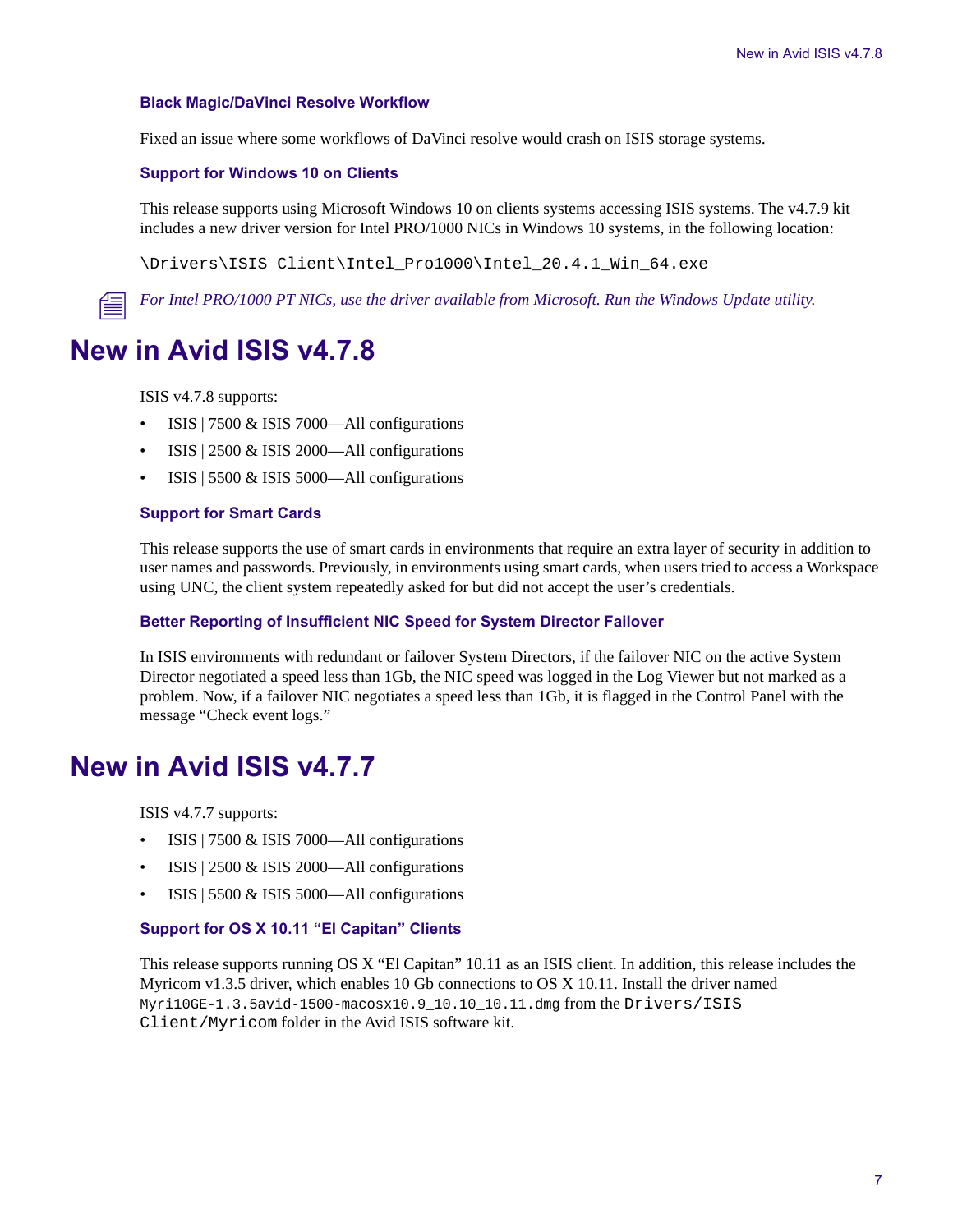### Black Magic/DaVinci Resolve Workflow

Fixed an issue where some workflows of DaVinci resolve would crash on ISIS storage systems.

### Support for Windows 10 on Clients

This release supports using Microsoft Windows 10 on clients systems accessing ISIS systems. The v4.7.9 kit includes a new driver version for Intel PRO/1000 NICs in Windows 10 systems, in the following location:

```
\Drivers\ISIS Client\Intel_Pro1000\Intel_20.4.1_Win_64.exe
```

*For Intel PRO/1000 PT NICs, use the driver available from Microsoft. Run the Windows Update utility.*

## New in Avid ISIS v4.7.8

ISIS v4.7.8 supports:

- ISIS | 7500 & ISIS 7000—All configurations
- ISIS | 2500 & ISIS 2000—All configurations
- ISIS | 5500 & ISIS 5000—All configurations

### Support for Smart Cards

This release supports the use of smart cards in environments that require an extra layer of security in addition to user names and passwords. Previously, in environments using smart cards, when users tried to access a Workspace using UNC, the client system repeatedly asked for but did not accept the user's credentials.

### Better Reporting of Insufficient NIC Speed for System Director Failover

In ISIS environments with redundant or failover System Directors, if the failover NIC on the active System Director negotiated a speed less than 1Gb, the NIC speed was logged in the Log Viewer but not marked as a problem. Now, if a failover NIC negotiates a speed less than 1Gb, it is flagged in the Control Panel with the message "Check event logs."

## New in Avid ISIS v4.7.7

ISIS v4.7.7 supports:

- ISIS | 7500 & ISIS 7000—All configurations
- ISIS | 2500 & ISIS 2000—All configurations
- ISIS | 5500 & ISIS 5000—All configurations

### Support for OS X 10.11 "El Capitan" Clients

This release supports running OS X "El Capitan" 10.11 as an ISIS client. In addition, this release includes the Myricom v1.3.5 driver, which enables 10 Gb connections to OS X 10.11. Install the driver named `Myri10GE-1.3.5avid-1500-macosx10.9_10.10_10.11.dmg` from the `Drivers/ISIS Client/Myricom` folder in the Avid ISIS software kit.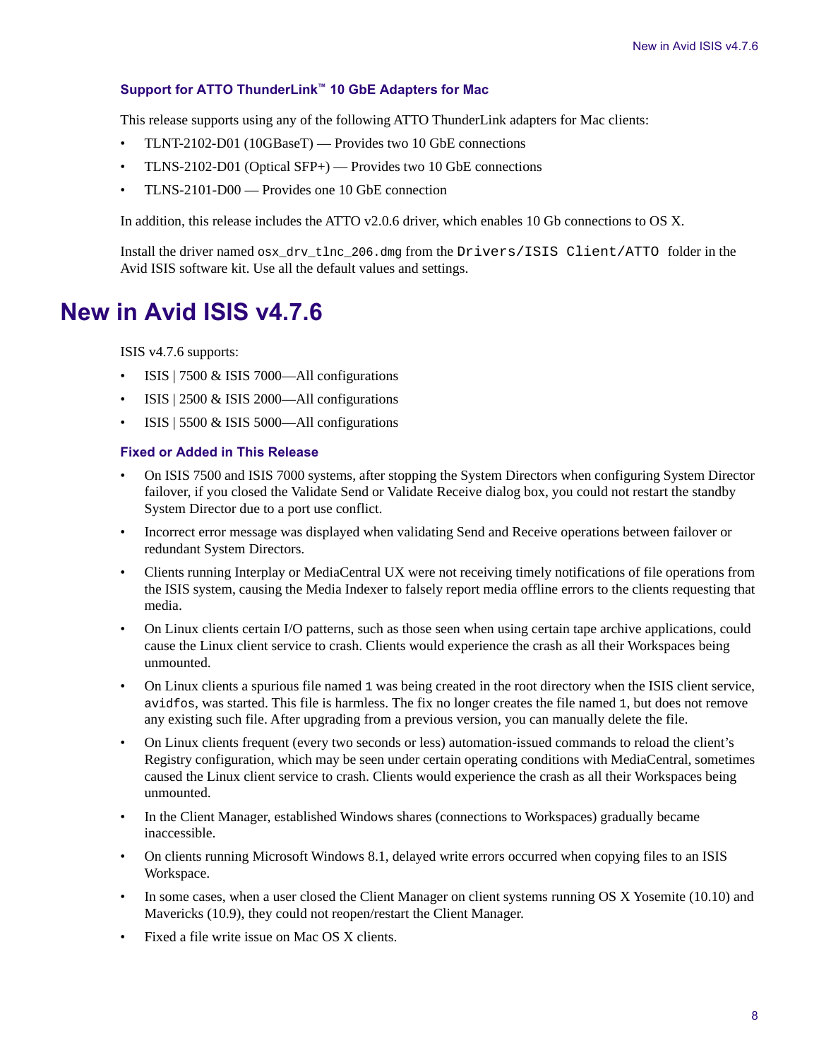### Support for ATTO ThunderLink™ 10 GbE Adapters for Mac

This release supports using any of the following ATTO ThunderLink adapters for Mac clients:

- TLNT-2102-D01 (10GBaseT) — Provides two 10 GbE connections
- TLNS-2102-D01 (Optical SFP+) — Provides two 10 GbE connections
- TLNS-2101-D00 — Provides one 10 GbE connection

In addition, this release includes the ATTO v2.0.6 driver, which enables 10 Gb connections to OS X.

Install the driver named `osx_drv_tlnc_206.dmg` from the `Drivers/ISIS Client/ATTO` folder in the Avid ISIS software kit. Use all the default values and settings.

# New in Avid ISIS v4.7.6

ISIS v4.7.6 supports:

- ISIS | 7500 & ISIS 7000—All configurations
- ISIS | 2500 & ISIS 2000—All configurations
- ISIS | 5500 & ISIS 5000—All configurations

### Fixed or Added in This Release

- On ISIS 7500 and ISIS 7000 systems, after stopping the System Directors when configuring System Director failover, if you closed the Validate Send or Validate Receive dialog box, you could not restart the standby System Director due to a port use conflict.
- Incorrect error message was displayed when validating Send and Receive operations between failover or redundant System Directors.
- Clients running Interplay or MediaCentral UX were not receiving timely notifications of file operations from the ISIS system, causing the Media Indexer to falsely report media offline errors to the clients requesting that media.
- On Linux clients certain I/O patterns, such as those seen when using certain tape archive applications, could cause the Linux client service to crash. Clients would experience the crash as all their Workspaces being unmounted.
- On Linux clients a spurious file named `1` was being created in the root directory when the ISIS client service, `avidfos`, was started. This file is harmless. The fix no longer creates the file named `1`, but does not remove any existing such file. After upgrading from a previous version, you can manually delete the file.
- On Linux clients frequent (every two seconds or less) automation-issued commands to reload the client's Registry configuration, which may be seen under certain operating conditions with MediaCentral, sometimes caused the Linux client service to crash. Clients would experience the crash as all their Workspaces being unmounted.
- In the Client Manager, established Windows shares (connections to Workspaces) gradually became inaccessible.
- On clients running Microsoft Windows 8.1, delayed write errors occurred when copying files to an ISIS Workspace.
- In some cases, when a user closed the Client Manager on client systems running OS X Yosemite (10.10) and Mavericks (10.9), they could not reopen/restart the Client Manager.
- Fixed a file write issue on Mac OS X clients.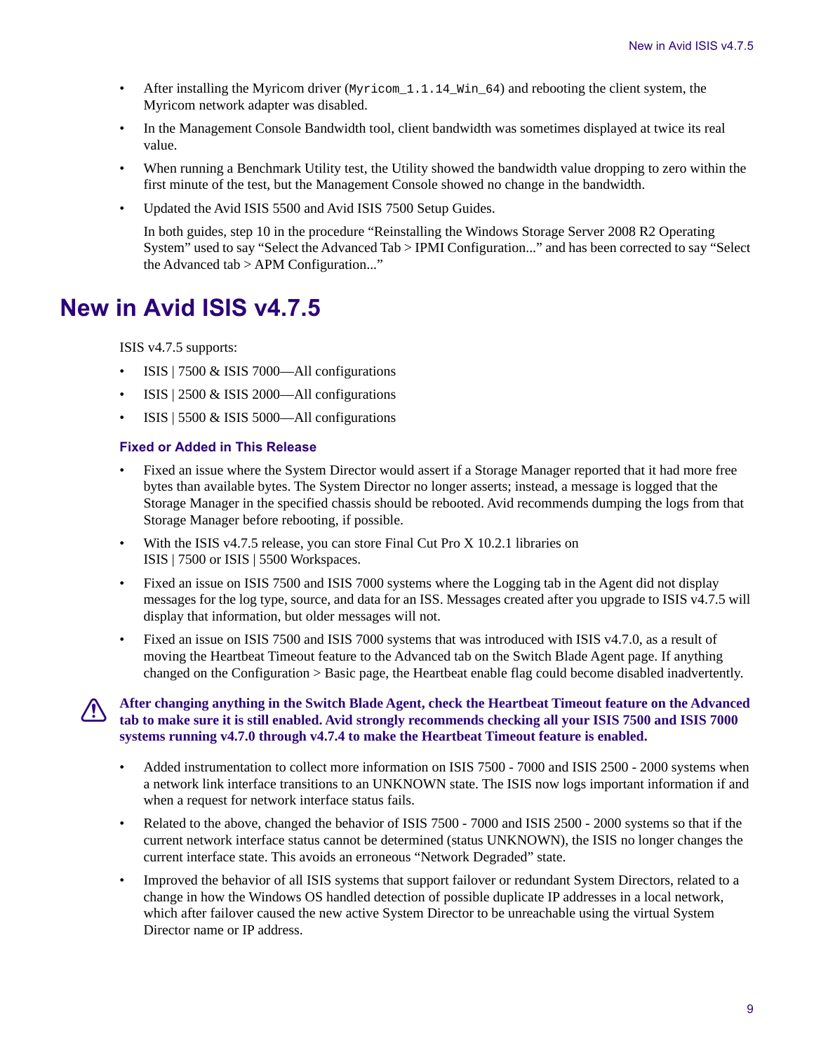- After installing the Myricom driver (`Myricom_1.1.14_Win_64`) and rebooting the client system, the Myricom network adapter was disabled.
- In the Management Console Bandwidth tool, client bandwidth was sometimes displayed at twice its real value.
- When running a Benchmark Utility test, the Utility showed the bandwidth value dropping to zero within the first minute of the test, but the Management Console showed no change in the bandwidth.
- Updated the Avid ISIS 5500 and Avid ISIS 7500 Setup Guides.

  In both guides, step 10 in the procedure "Reinstalling the Windows Storage Server 2008 R2 Operating System" used to say "Select the Advanced Tab > IPMI Configuration..." and has been corrected to say "Select the Advanced tab > APM Configuration..."

# New in Avid ISIS v4.7.5

ISIS v4.7.5 supports:

- ISIS | 7500 & ISIS 7000—All configurations
- ISIS | 2500 & ISIS 2000—All configurations
- ISIS | 5500 & ISIS 5000—All configurations

### Fixed or Added in This Release

- Fixed an issue where the System Director would assert if a Storage Manager reported that it had more free bytes than available bytes. The System Director no longer asserts; instead, a message is logged that the Storage Manager in the specified chassis should be rebooted. Avid recommends dumping the logs from that Storage Manager before rebooting, if possible.
- With the ISIS v4.7.5 release, you can store Final Cut Pro X 10.2.1 libraries on ISIS | 7500 or ISIS | 5500 Workspaces.
- Fixed an issue on ISIS 7500 and ISIS 7000 systems where the Logging tab in the Agent did not display messages for the log type, source, and data for an ISS. Messages created after you upgrade to ISIS v4.7.5 will display that information, but older messages will not.
- Fixed an issue on ISIS 7500 and ISIS 7000 systems that was introduced with ISIS v4.7.0, as a result of moving the Heartbeat Timeout feature to the Advanced tab on the Switch Blade Agent page. If anything changed on the Configuration > Basic page, the Heartbeat enable flag could become disabled inadvertently.

**After changing anything in the Switch Blade Agent, check the Heartbeat Timeout feature on the Advanced tab to make sure it is still enabled. Avid strongly recommends checking all your ISIS 7500 and ISIS 7000 systems running v4.7.0 through v4.7.4 to make the Heartbeat Timeout feature is enabled.**

- Added instrumentation to collect more information on ISIS 7500 - 7000 and ISIS 2500 - 2000 systems when a network link interface transitions to an UNKNOWN state. The ISIS now logs important information if and when a request for network interface status fails.
- Related to the above, changed the behavior of ISIS 7500 - 7000 and ISIS 2500 - 2000 systems so that if the current network interface status cannot be determined (status UNKNOWN), the ISIS no longer changes the current interface state. This avoids an erroneous "Network Degraded" state.
- Improved the behavior of all ISIS systems that support failover or redundant System Directors, related to a change in how the Windows OS handled detection of possible duplicate IP addresses in a local network, which after failover caused the new active System Director to be unreachable using the virtual System Director name or IP address.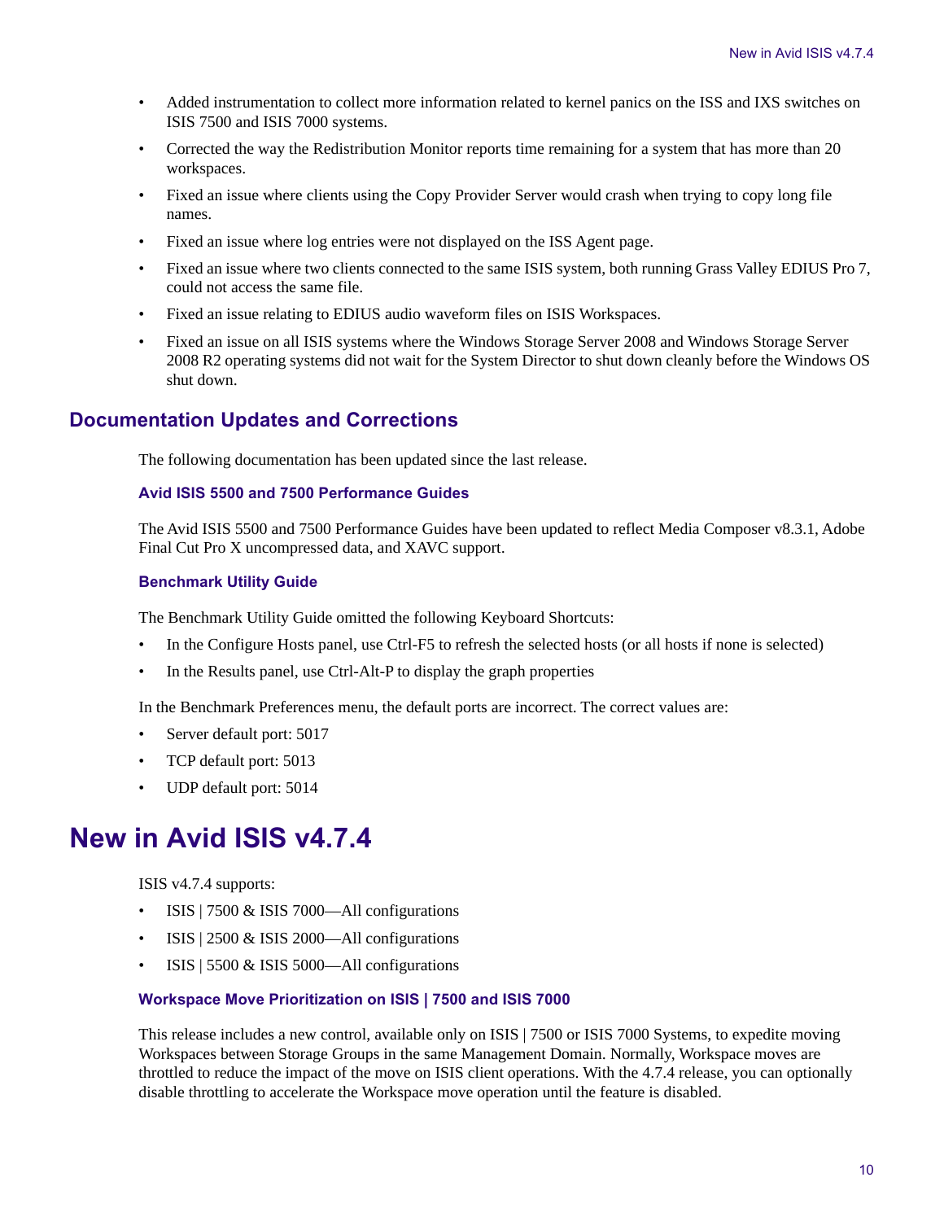- Added instrumentation to collect more information related to kernel panics on the ISS and IXS switches on ISIS 7500 and ISIS 7000 systems.
- Corrected the way the Redistribution Monitor reports time remaining for a system that has more than 20 workspaces.
- Fixed an issue where clients using the Copy Provider Server would crash when trying to copy long file names.
- Fixed an issue where log entries were not displayed on the ISS Agent page.
- Fixed an issue where two clients connected to the same ISIS system, both running Grass Valley EDIUS Pro 7, could not access the same file.
- Fixed an issue relating to EDIUS audio waveform files on ISIS Workspaces.
- Fixed an issue on all ISIS systems where the Windows Storage Server 2008 and Windows Storage Server 2008 R2 operating systems did not wait for the System Director to shut down cleanly before the Windows OS shut down.

## Documentation Updates and Corrections

The following documentation has been updated since the last release.

### Avid ISIS 5500 and 7500 Performance Guides

The Avid ISIS 5500 and 7500 Performance Guides have been updated to reflect Media Composer v8.3.1, Adobe Final Cut Pro X uncompressed data, and XAVC support.

### Benchmark Utility Guide

The Benchmark Utility Guide omitted the following Keyboard Shortcuts:

- In the Configure Hosts panel, use Ctrl-F5 to refresh the selected hosts (or all hosts if none is selected)
- In the Results panel, use Ctrl-Alt-P to display the graph properties

In the Benchmark Preferences menu, the default ports are incorrect. The correct values are:

- Server default port: 5017
- TCP default port: 5013
- UDP default port: 5014

# New in Avid ISIS v4.7.4

ISIS v4.7.4 supports:

- ISIS | 7500 & ISIS 7000—All configurations
- ISIS | 2500 & ISIS 2000—All configurations
- ISIS | 5500 & ISIS 5000—All configurations

### Workspace Move Prioritization on ISIS | 7500 and ISIS 7000

This release includes a new control, available only on ISIS | 7500 or ISIS 7000 Systems, to expedite moving Workspaces between Storage Groups in the same Management Domain. Normally, Workspace moves are throttled to reduce the impact of the move on ISIS client operations. With the 4.7.4 release, you can optionally disable throttling to accelerate the Workspace move operation until the feature is disabled.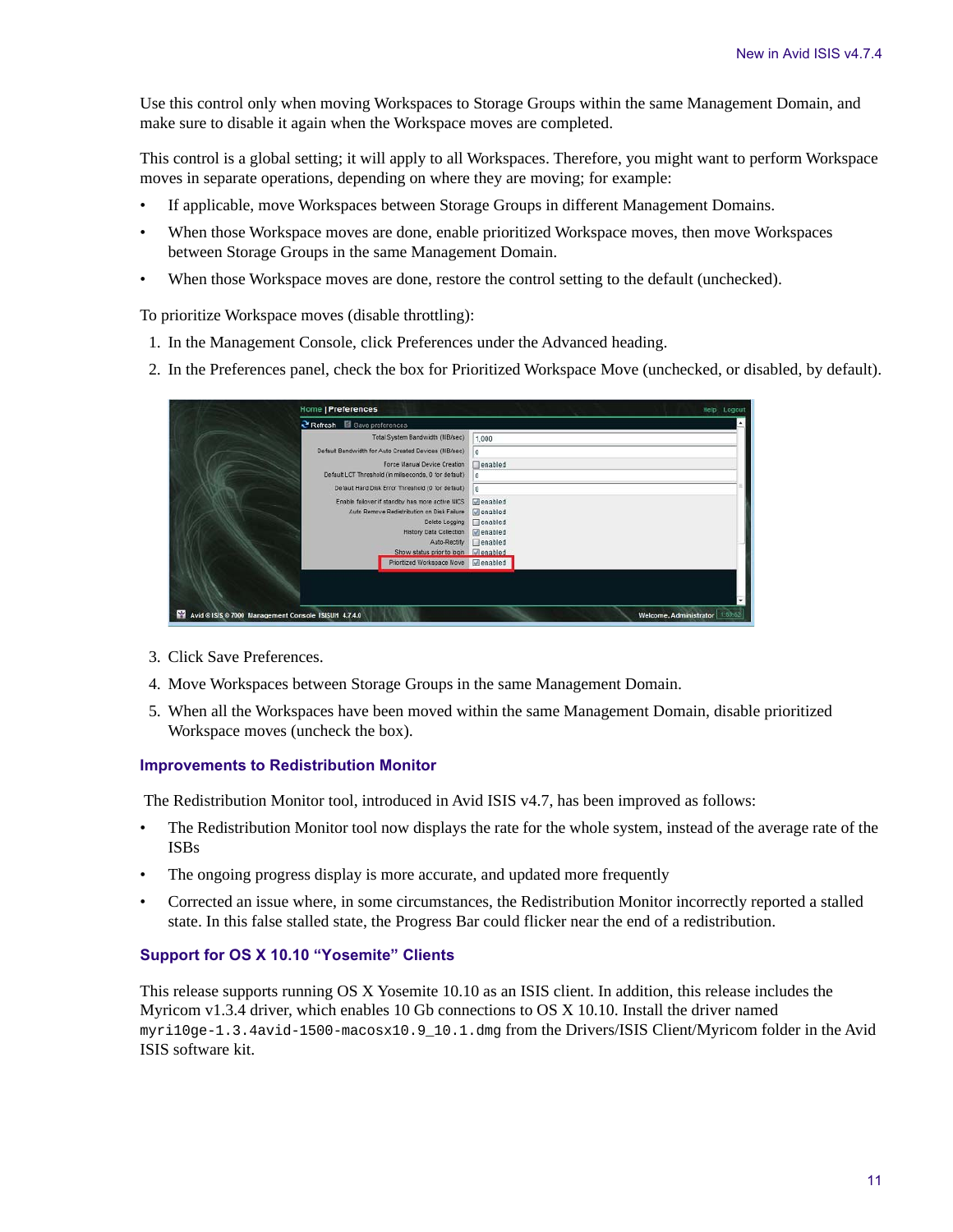Use this control only when moving Workspaces to Storage Groups within the same Management Domain, and make sure to disable it again when the Workspace moves are completed.

This control is a global setting; it will apply to all Workspaces. Therefore, you might want to perform Workspace moves in separate operations, depending on where they are moving; for example:

- If applicable, move Workspaces between Storage Groups in different Management Domains.
- When those Workspace moves are done, enable prioritized Workspace moves, then move Workspaces between Storage Groups in the same Management Domain.
- When those Workspace moves are done, restore the control setting to the default (unchecked).

To prioritize Workspace moves (disable throttling):

1. In the Management Console, click Preferences under the Advanced heading.
2. In the Preferences panel, check the box for Prioritized Workspace Move (unchecked, or disabled, by default).
3. Click Save Preferences.
4. Move Workspaces between Storage Groups in the same Management Domain.
5. When all the Workspaces have been moved within the same Management Domain, disable prioritized Workspace moves (uncheck the box).

### Improvements to Redistribution Monitor

The Redistribution Monitor tool, introduced in Avid ISIS v4.7, has been improved as follows:

- The Redistribution Monitor tool now displays the rate for the whole system, instead of the average rate of the ISBs
- The ongoing progress display is more accurate, and updated more frequently
- Corrected an issue where, in some circumstances, the Redistribution Monitor incorrectly reported a stalled state. In this false stalled state, the Progress Bar could flicker near the end of a redistribution.

### Support for OS X 10.10 “Yosemite” Clients

This release supports running OS X Yosemite 10.10 as an ISIS client. In addition, this release includes the Myricom v1.3.4 driver, which enables 10 Gb connections to OS X 10.10. Install the driver named `myri10ge-1.3.4avid-1500-macosx10.9_10.1.dmg` from the Drivers/ISIS Client/Myricom folder in the Avid ISIS software kit.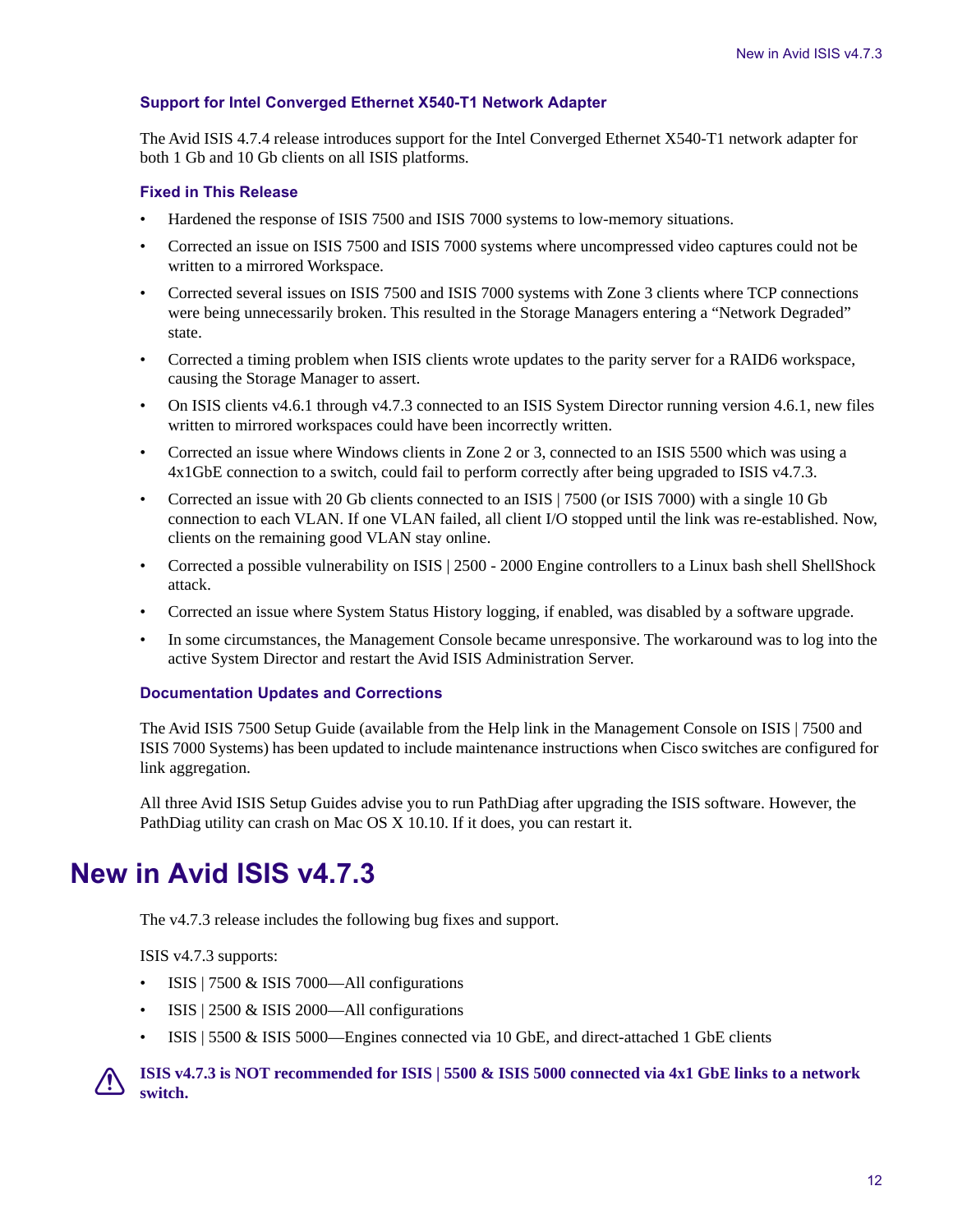### Support for Intel Converged Ethernet X540-T1 Network Adapter

The Avid ISIS 4.7.4 release introduces support for the Intel Converged Ethernet X540-T1 network adapter for both 1 Gb and 10 Gb clients on all ISIS platforms.

### Fixed in This Release

- Hardened the response of ISIS 7500 and ISIS 7000 systems to low-memory situations.
- Corrected an issue on ISIS 7500 and ISIS 7000 systems where uncompressed video captures could not be written to a mirrored Workspace.
- Corrected several issues on ISIS 7500 and ISIS 7000 systems with Zone 3 clients where TCP connections were being unnecessarily broken. This resulted in the Storage Managers entering a "Network Degraded" state.
- Corrected a timing problem when ISIS clients wrote updates to the parity server for a RAID6 workspace, causing the Storage Manager to assert.
- On ISIS clients v4.6.1 through v4.7.3 connected to an ISIS System Director running version 4.6.1, new files written to mirrored workspaces could have been incorrectly written.
- Corrected an issue where Windows clients in Zone 2 or 3, connected to an ISIS 5500 which was using a 4x1GbE connection to a switch, could fail to perform correctly after being upgraded to ISIS v4.7.3.
- Corrected an issue with 20 Gb clients connected to an ISIS | 7500 (or ISIS 7000) with a single 10 Gb connection to each VLAN. If one VLAN failed, all client I/O stopped until the link was re-established. Now, clients on the remaining good VLAN stay online.
- Corrected a possible vulnerability on ISIS | 2500 - 2000 Engine controllers to a Linux bash shell ShellShock attack.
- Corrected an issue where System Status History logging, if enabled, was disabled by a software upgrade.
- In some circumstances, the Management Console became unresponsive. The workaround was to log into the active System Director and restart the Avid ISIS Administration Server.

### Documentation Updates and Corrections

The Avid ISIS 7500 Setup Guide (available from the Help link in the Management Console on ISIS | 7500 and ISIS 7000 Systems) has been updated to include maintenance instructions when Cisco switches are configured for link aggregation.

All three Avid ISIS Setup Guides advise you to run PathDiag after upgrading the ISIS software. However, the PathDiag utility can crash on Mac OS X 10.10. If it does, you can restart it.

# New in Avid ISIS v4.7.3

The v4.7.3 release includes the following bug fixes and support.

ISIS v4.7.3 supports:

- ISIS | 7500 & ISIS 7000—All configurations
- ISIS | 2500 & ISIS 2000—All configurations
- ISIS | 5500 & ISIS 5000—Engines connected via 10 GbE, and direct-attached 1 GbE clients

**ISIS v4.7.3 is NOT recommended for ISIS | 5500 & ISIS 5000 connected via 4x1 GbE links to a network switch.**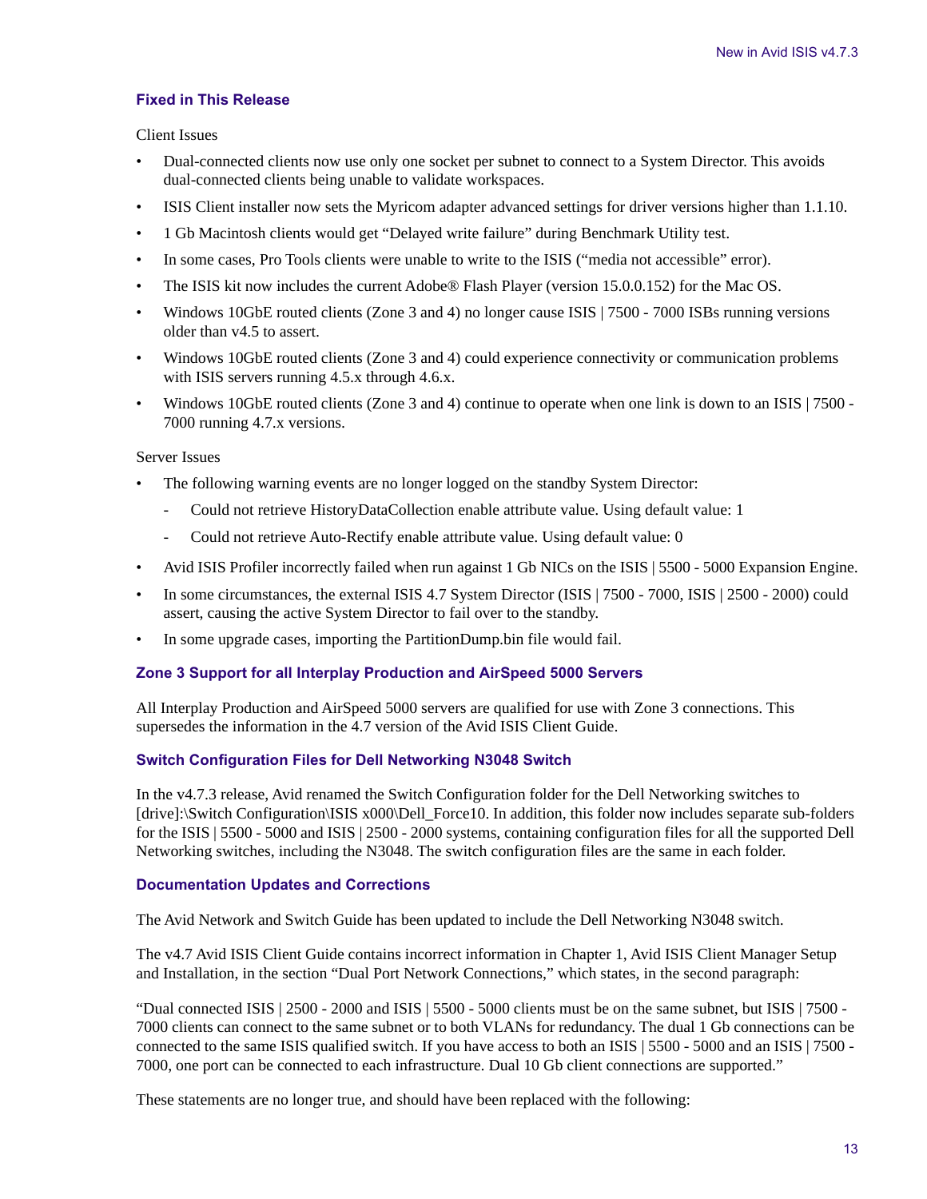### Fixed in This Release

Client Issues

- Dual-connected clients now use only one socket per subnet to connect to a System Director. This avoids dual-connected clients being unable to validate workspaces.
- ISIS Client installer now sets the Myricom adapter advanced settings for driver versions higher than 1.1.10.
- 1 Gb Macintosh clients would get “Delayed write failure” during Benchmark Utility test.
- In some cases, Pro Tools clients were unable to write to the ISIS (“media not accessible” error).
- The ISIS kit now includes the current Adobe® Flash Player (version 15.0.0.152) for the Mac OS.
- Windows 10GbE routed clients (Zone 3 and 4) no longer cause ISIS | 7500 - 7000 ISBs running versions older than v4.5 to assert.
- Windows 10GbE routed clients (Zone 3 and 4) could experience connectivity or communication problems with ISIS servers running 4.5.x through 4.6.x.
- Windows 10GbE routed clients (Zone 3 and 4) continue to operate when one link is down to an ISIS | 7500 - 7000 running 4.7.x versions.

Server Issues

- The following warning events are no longer logged on the standby System Director:
  - Could not retrieve HistoryDataCollection enable attribute value. Using default value: 1
  - Could not retrieve Auto-Rectify enable attribute value. Using default value: 0
- Avid ISIS Profiler incorrectly failed when run against 1 Gb NICs on the ISIS | 5500 - 5000 Expansion Engine.
- In some circumstances, the external ISIS 4.7 System Director (ISIS | 7500 - 7000, ISIS | 2500 - 2000) could assert, causing the active System Director to fail over to the standby.
- In some upgrade cases, importing the PartitionDump.bin file would fail.

### Zone 3 Support for all Interplay Production and AirSpeed 5000 Servers

All Interplay Production and AirSpeed 5000 servers are qualified for use with Zone 3 connections. This supersedes the information in the 4.7 version of the Avid ISIS Client Guide.

### Switch Configuration Files for Dell Networking N3048 Switch

In the v4.7.3 release, Avid renamed the Switch Configuration folder for the Dell Networking switches to [drive]:\Switch Configuration\ISIS x000\Dell_Force10. In addition, this folder now includes separate sub-folders for the ISIS | 5500 - 5000 and ISIS | 2500 - 2000 systems, containing configuration files for all the supported Dell Networking switches, including the N3048. The switch configuration files are the same in each folder.

### Documentation Updates and Corrections

The Avid Network and Switch Guide has been updated to include the Dell Networking N3048 switch.

The v4.7 Avid ISIS Client Guide contains incorrect information in Chapter 1, Avid ISIS Client Manager Setup and Installation, in the section “Dual Port Network Connections,” which states, in the second paragraph:

“Dual connected ISIS | 2500 - 2000 and ISIS | 5500 - 5000 clients must be on the same subnet, but ISIS | 7500 - 7000 clients can connect to the same subnet or to both VLANs for redundancy. The dual 1 Gb connections can be connected to the same ISIS qualified switch. If you have access to both an ISIS | 5500 - 5000 and an ISIS | 7500 - 7000, one port can be connected to each infrastructure. Dual 10 Gb client connections are supported.”

These statements are no longer true, and should have been replaced with the following: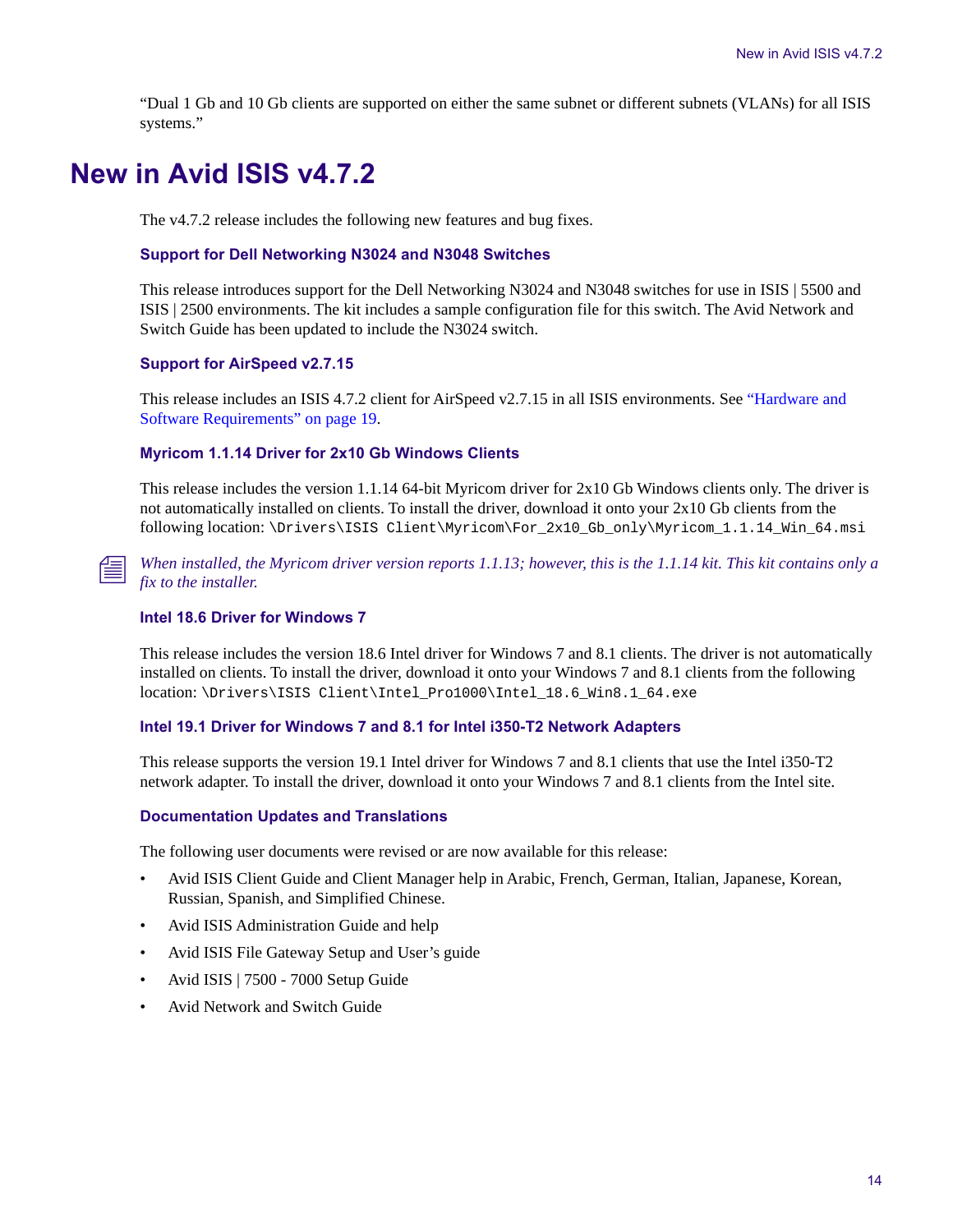"Dual 1 Gb and 10 Gb clients are supported on either the same subnet or different subnets (VLANs) for all ISIS systems."

# New in Avid ISIS v4.7.2

The v4.7.2 release includes the following new features and bug fixes.

### Support for Dell Networking N3024 and N3048 Switches

This release introduces support for the Dell Networking N3024 and N3048 switches for use in ISIS | 5500 and ISIS | 2500 environments. The kit includes a sample configuration file for this switch. The Avid Network and Switch Guide has been updated to include the N3024 switch.

### Support for AirSpeed v2.7.15

This release includes an ISIS 4.7.2 client for AirSpeed v2.7.15 in all ISIS environments. See "Hardware and Software Requirements" on page 19.

### Myricom 1.1.14 Driver for 2x10 Gb Windows Clients

This release includes the version 1.1.14 64-bit Myricom driver for 2x10 Gb Windows clients only. The driver is not automatically installed on clients. To install the driver, download it onto your 2x10 Gb clients from the following location: `\Drivers\ISIS Client\Myricom\For_2x10_Gb_only\Myricom_1.1.14_Win_64.msi`

*When installed, the Myricom driver version reports 1.1.13; however, this is the 1.1.14 kit. This kit contains only a fix to the installer.*

### Intel 18.6 Driver for Windows 7

This release includes the version 18.6 Intel driver for Windows 7 and 8.1 clients. The driver is not automatically installed on clients. To install the driver, download it onto your Windows 7 and 8.1 clients from the following location: `\Drivers\ISIS Client\Intel_Pro1000\Intel_18.6_Win8.1_64.exe`

### Intel 19.1 Driver for Windows 7 and 8.1 for Intel i350-T2 Network Adapters

This release supports the version 19.1 Intel driver for Windows 7 and 8.1 clients that use the Intel i350-T2 network adapter. To install the driver, download it onto your Windows 7 and 8.1 clients from the Intel site.

### Documentation Updates and Translations

The following user documents were revised or are now available for this release:

- Avid ISIS Client Guide and Client Manager help in Arabic, French, German, Italian, Japanese, Korean, Russian, Spanish, and Simplified Chinese.
- Avid ISIS Administration Guide and help
- Avid ISIS File Gateway Setup and User's guide
- Avid ISIS | 7500 - 7000 Setup Guide
- Avid Network and Switch Guide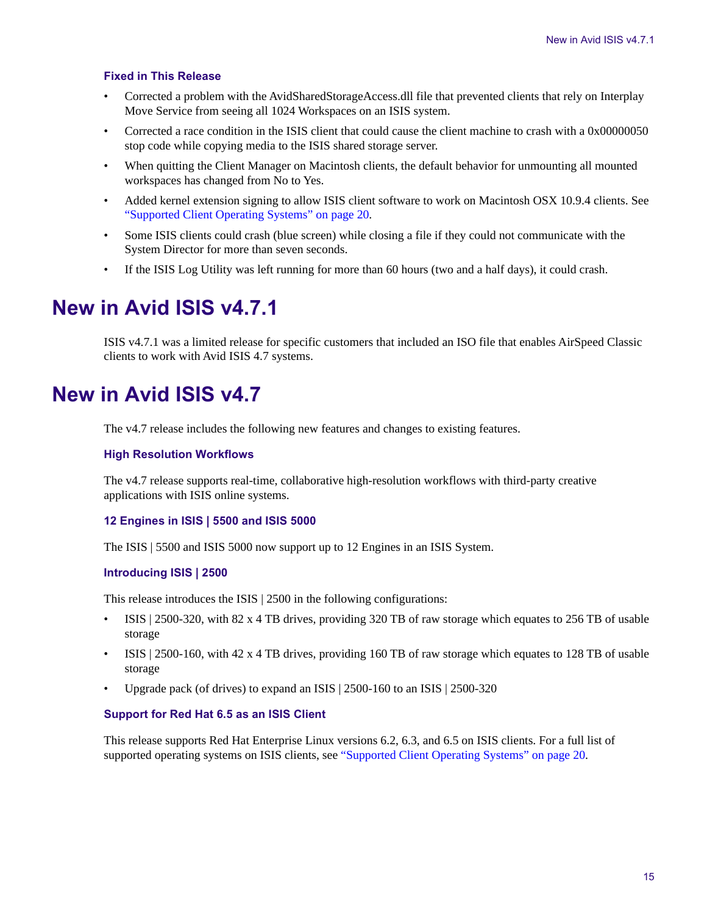### Fixed in This Release

- Corrected a problem with the AvidSharedStorageAccess.dll file that prevented clients that rely on Interplay Move Service from seeing all 1024 Workspaces on an ISIS system.
- Corrected a race condition in the ISIS client that could cause the client machine to crash with a 0x00000050 stop code while copying media to the ISIS shared storage server.
- When quitting the Client Manager on Macintosh clients, the default behavior for unmounting all mounted workspaces has changed from No to Yes.
- Added kernel extension signing to allow ISIS client software to work on Macintosh OSX 10.9.4 clients. See "Supported Client Operating Systems" on page 20.
- Some ISIS clients could crash (blue screen) while closing a file if they could not communicate with the System Director for more than seven seconds.
- If the ISIS Log Utility was left running for more than 60 hours (two and a half days), it could crash.

# New in Avid ISIS v4.7.1

ISIS v4.7.1 was a limited release for specific customers that included an ISO file that enables AirSpeed Classic clients to work with Avid ISIS 4.7 systems.

# New in Avid ISIS v4.7

The v4.7 release includes the following new features and changes to existing features.

### High Resolution Workflows

The v4.7 release supports real-time, collaborative high-resolution workflows with third-party creative applications with ISIS online systems.

### 12 Engines in ISIS | 5500 and ISIS 5000

The ISIS | 5500 and ISIS 5000 now support up to 12 Engines in an ISIS System.

### Introducing ISIS | 2500

This release introduces the ISIS | 2500 in the following configurations:

- ISIS | 2500-320, with 82 x 4 TB drives, providing 320 TB of raw storage which equates to 256 TB of usable storage
- ISIS | 2500-160, with 42 x 4 TB drives, providing 160 TB of raw storage which equates to 128 TB of usable storage
- Upgrade pack (of drives) to expand an ISIS | 2500-160 to an ISIS | 2500-320

### Support for Red Hat 6.5 as an ISIS Client

This release supports Red Hat Enterprise Linux versions 6.2, 6.3, and 6.5 on ISIS clients. For a full list of supported operating systems on ISIS clients, see "Supported Client Operating Systems" on page 20.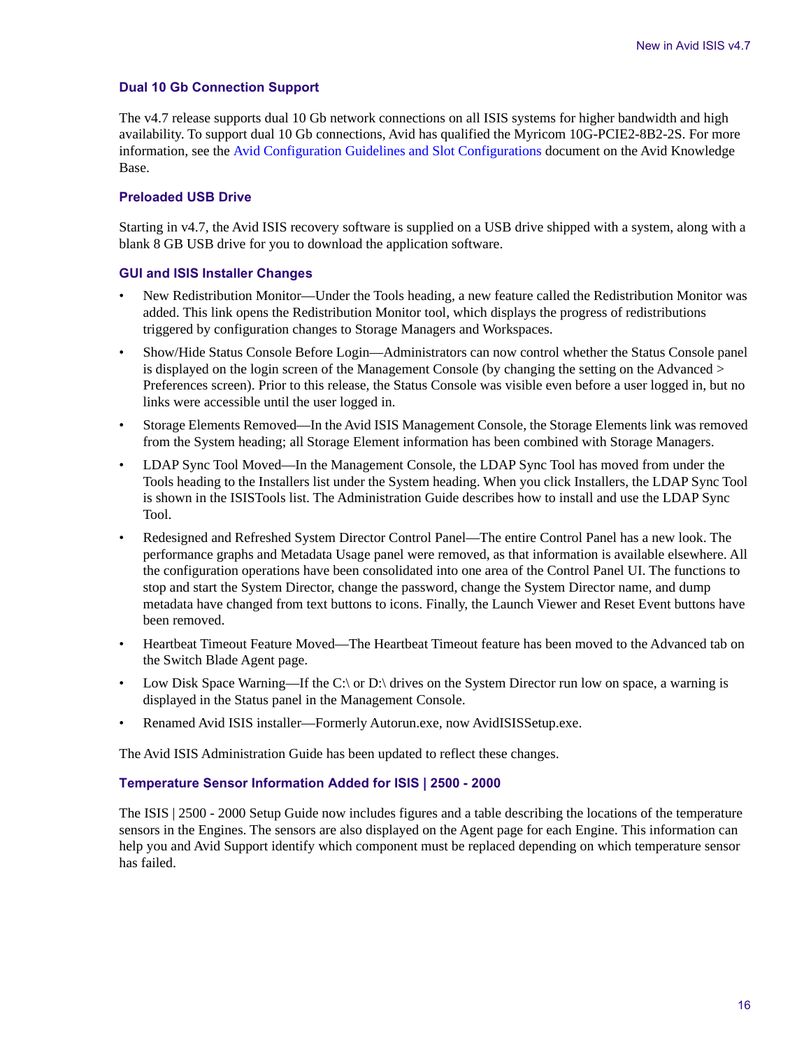### Dual 10 Gb Connection Support

The v4.7 release supports dual 10 Gb network connections on all ISIS systems for higher bandwidth and high availability. To support dual 10 Gb connections, Avid has qualified the Myricom 10G-PCIE2-8B2-2S. For more information, see the Avid Configuration Guidelines and Slot Configurations document on the Avid Knowledge Base.

### Preloaded USB Drive

Starting in v4.7, the Avid ISIS recovery software is supplied on a USB drive shipped with a system, along with a blank 8 GB USB drive for you to download the application software.

### GUI and ISIS Installer Changes

- New Redistribution Monitor—Under the Tools heading, a new feature called the Redistribution Monitor was added. This link opens the Redistribution Monitor tool, which displays the progress of redistributions triggered by configuration changes to Storage Managers and Workspaces.
- Show/Hide Status Console Before Login—Administrators can now control whether the Status Console panel is displayed on the login screen of the Management Console (by changing the setting on the Advanced > Preferences screen). Prior to this release, the Status Console was visible even before a user logged in, but no links were accessible until the user logged in.
- Storage Elements Removed—In the Avid ISIS Management Console, the Storage Elements link was removed from the System heading; all Storage Element information has been combined with Storage Managers.
- LDAP Sync Tool Moved—In the Management Console, the LDAP Sync Tool has moved from under the Tools heading to the Installers list under the System heading. When you click Installers, the LDAP Sync Tool is shown in the ISISTools list. The Administration Guide describes how to install and use the LDAP Sync Tool.
- Redesigned and Refreshed System Director Control Panel—The entire Control Panel has a new look. The performance graphs and Metadata Usage panel were removed, as that information is available elsewhere. All the configuration operations have been consolidated into one area of the Control Panel UI. The functions to stop and start the System Director, change the password, change the System Director name, and dump metadata have changed from text buttons to icons. Finally, the Launch Viewer and Reset Event buttons have been removed.
- Heartbeat Timeout Feature Moved—The Heartbeat Timeout feature has been moved to the Advanced tab on the Switch Blade Agent page.
- Low Disk Space Warning—If the C:\ or D:\ drives on the System Director run low on space, a warning is displayed in the Status panel in the Management Console.
- Renamed Avid ISIS installer—Formerly Autorun.exe, now AvidISISSetup.exe.

The Avid ISIS Administration Guide has been updated to reflect these changes.

### Temperature Sensor Information Added for ISIS | 2500 - 2000

The ISIS | 2500 - 2000 Setup Guide now includes figures and a table describing the locations of the temperature sensors in the Engines. The sensors are also displayed on the Agent page for each Engine. This information can help you and Avid Support identify which component must be replaced depending on which temperature sensor has failed.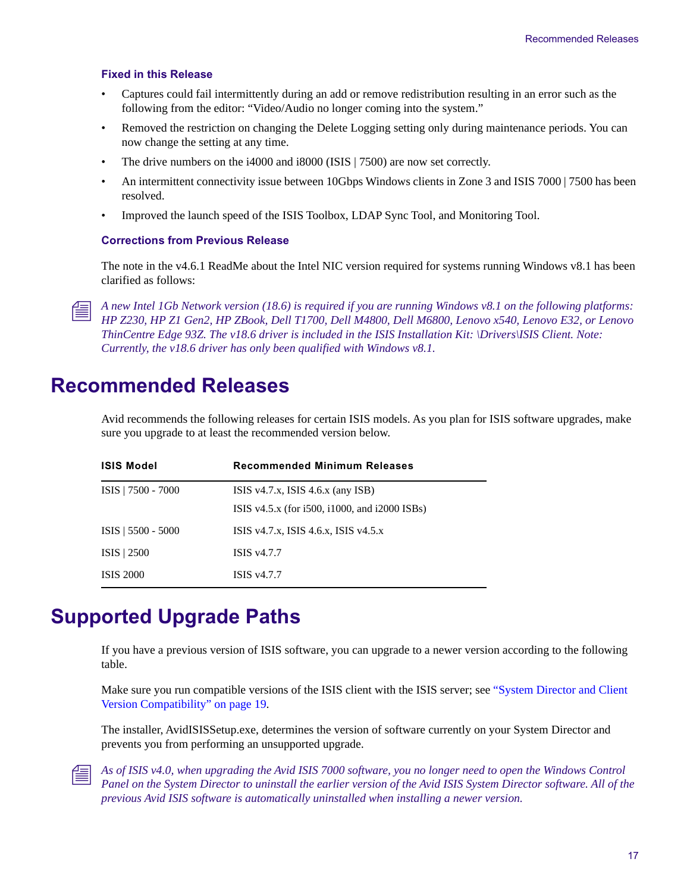### Fixed in this Release

- Captures could fail intermittently during an add or remove redistribution resulting in an error such as the following from the editor: “Video/Audio no longer coming into the system.”
- Removed the restriction on changing the Delete Logging setting only during maintenance periods. You can now change the setting at any time.
- The drive numbers on the i4000 and i8000 (ISIS | 7500) are now set correctly.
- An intermittent connectivity issue between 10Gbps Windows clients in Zone 3 and ISIS 7000 | 7500 has been resolved.
- Improved the launch speed of the ISIS Toolbox, LDAP Sync Tool, and Monitoring Tool.

### Corrections from Previous Release

The note in the v4.6.1 ReadMe about the Intel NIC version required for systems running Windows v8.1 has been clarified as follows:

*A new Intel 1Gb Network version (18.6) is required if you are running Windows v8.1 on the following platforms: HP Z230, HP Z1 Gen2, HP ZBook, Dell T1700, Dell M4800, Dell M6800, Lenovo x540, Lenovo E32, or Lenovo ThinCentre Edge 93Z. The v18.6 driver is included in the ISIS Installation Kit: \Drivers\ISIS Client. Note: Currently, the v18.6 driver has only been qualified with Windows v8.1.*

# Recommended Releases

Avid recommends the following releases for certain ISIS models. As you plan for ISIS software upgrades, make sure you upgrade to at least the recommended version below.

| ISIS Model | Recommended Minimum Releases |
|---|---|
| ISIS \| 7500 - 7000 | ISIS v4.7.x, ISIS 4.6.x (any ISB)<br>ISIS v4.5.x (for i500, i1000, and i2000 ISBs) |
| ISIS \| 5500 - 5000 | ISIS v4.7.x, ISIS 4.6.x, ISIS v4.5.x |
| ISIS \| 2500 | ISIS v4.7.7 |
| ISIS 2000 | ISIS v4.7.7 |

# Supported Upgrade Paths

If you have a previous version of ISIS software, you can upgrade to a newer version according to the following table.

Make sure you run compatible versions of the ISIS client with the ISIS server; see “System Director and Client Version Compatibility” on page 19.

The installer, AvidISISSetup.exe, determines the version of software currently on your System Director and prevents you from performing an unsupported upgrade.

*As of ISIS v4.0, when upgrading the Avid ISIS 7000 software, you no longer need to open the Windows Control Panel on the System Director to uninstall the earlier version of the Avid ISIS System Director software. All of the previous Avid ISIS software is automatically uninstalled when installing a newer version.*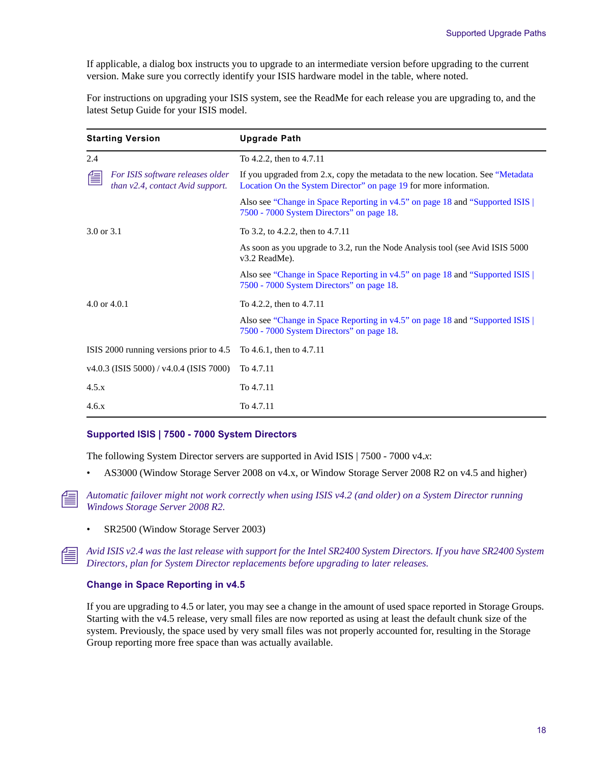If applicable, a dialog box instructs you to upgrade to an intermediate version before upgrading to the current version. Make sure you correctly identify your ISIS hardware model in the table, where noted.

For instructions on upgrading your ISIS system, see the ReadMe for each release you are upgrading to, and the latest Setup Guide for your ISIS model.

| Starting Version | Upgrade Path |
|---|---|
| 2.4 | To 4.2.2, then to 4.7.11 |
| *For ISIS software releases older than v2.4, contact Avid support.* | If you upgraded from 2.x, copy the metadata to the new location. See "Metadata Location On the System Director" on page 19 for more information. |
| | Also see "Change in Space Reporting in v4.5" on page 18 and "Supported ISIS \| 7500 - 7000 System Directors" on page 18. |
| 3.0 or 3.1 | To 3.2, to 4.2.2, then to 4.7.11 |
| | As soon as you upgrade to 3.2, run the Node Analysis tool (see Avid ISIS 5000 v3.2 ReadMe). |
| | Also see "Change in Space Reporting in v4.5" on page 18 and "Supported ISIS \| 7500 - 7000 System Directors" on page 18. |
| 4.0 or 4.0.1 | To 4.2.2, then to 4.7.11 |
| | Also see "Change in Space Reporting in v4.5" on page 18 and "Supported ISIS \| 7500 - 7000 System Directors" on page 18. |
| ISIS 2000 running versions prior to 4.5 | To 4.6.1, then to 4.7.11 |
| v4.0.3 (ISIS 5000) / v4.0.4 (ISIS 7000) | To 4.7.11 |
| 4.5.x | To 4.7.11 |
| 4.6.x | To 4.7.11 |

### Supported ISIS | 7500 - 7000 System Directors

The following System Director servers are supported in Avid ISIS | 7500 - 7000 v4.*x*:

- AS3000 (Window Storage Server 2008 on v4.x, or Window Storage Server 2008 R2 on v4.5 and higher)

*Automatic failover might not work correctly when using ISIS v4.2 (and older) on a System Director running Windows Storage Server 2008 R2.*

- SR2500 (Window Storage Server 2003)

*Avid ISIS v2.4 was the last release with support for the Intel SR2400 System Directors. If you have SR2400 System Directors, plan for System Director replacements before upgrading to later releases.*

### Change in Space Reporting in v4.5

If you are upgrading to 4.5 or later, you may see a change in the amount of used space reported in Storage Groups. Starting with the v4.5 release, very small files are now reported as using at least the default chunk size of the system. Previously, the space used by very small files was not properly accounted for, resulting in the Storage Group reporting more free space than was actually available.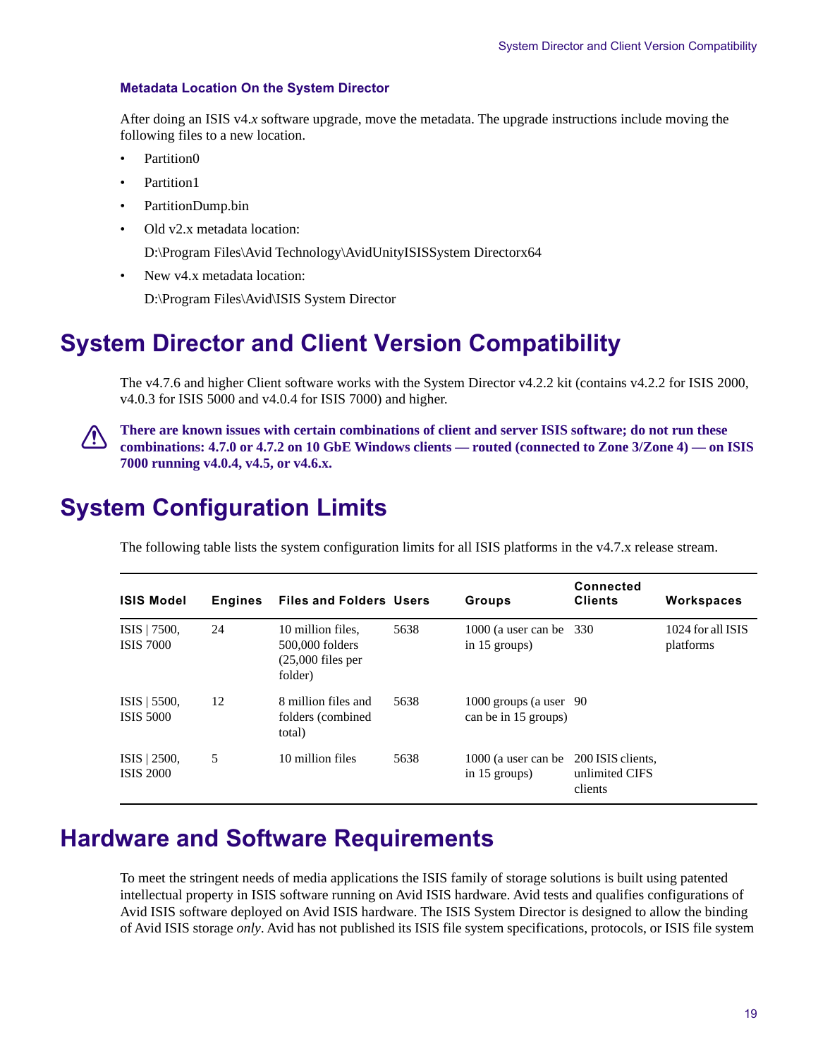### Metadata Location On the System Director

After doing an ISIS v4.*x* software upgrade, move the metadata. The upgrade instructions include moving the following files to a new location.

- Partition0
- Partition1
- PartitionDump.bin
- Old v2.x metadata location:

  D:\Program Files\Avid Technology\AvidUnityISISSystem Directorx64
- New v4.x metadata location:

  D:\Program Files\Avid\ISIS System Director

## System Director and Client Version Compatibility

The v4.7.6 and higher Client software works with the System Director v4.2.2 kit (contains v4.2.2 for ISIS 2000, v4.0.3 for ISIS 5000 and v4.0.4 for ISIS 7000) and higher.

**There are known issues with certain combinations of client and server ISIS software; do not run these combinations: 4.7.0 or 4.7.2 on 10 GbE Windows clients — routed (connected to Zone 3/Zone 4) — on ISIS 7000 running v4.0.4, v4.5, or v4.6.x.**

## System Configuration Limits

The following table lists the system configuration limits for all ISIS platforms in the v4.7.x release stream.

| ISIS Model | Engines | Files and Folders | Users | Groups | Connected Clients | Workspaces |
|---|---|---|---|---|---|---|
| ISIS \| 7500, ISIS 7000 | 24 | 10 million files, 500,000 folders (25,000 files per folder) | 5638 | 1000 (a user can be in 15 groups) | 330 | 1024 for all ISIS platforms |
| ISIS \| 5500, ISIS 5000 | 12 | 8 million files and folders (combined total) | 5638 | 1000 groups (a user can be in 15 groups) | 90 | |
| ISIS \| 2500, ISIS 2000 | 5 | 10 million files | 5638 | 1000 (a user can be in 15 groups) | 200 ISIS clients, unlimited CIFS clients | |

## Hardware and Software Requirements

To meet the stringent needs of media applications the ISIS family of storage solutions is built using patented intellectual property in ISIS software running on Avid ISIS hardware. Avid tests and qualifies configurations of Avid ISIS software deployed on Avid ISIS hardware. The ISIS System Director is designed to allow the binding of Avid ISIS storage *only*. Avid has not published its ISIS file system specifications, protocols, or ISIS file system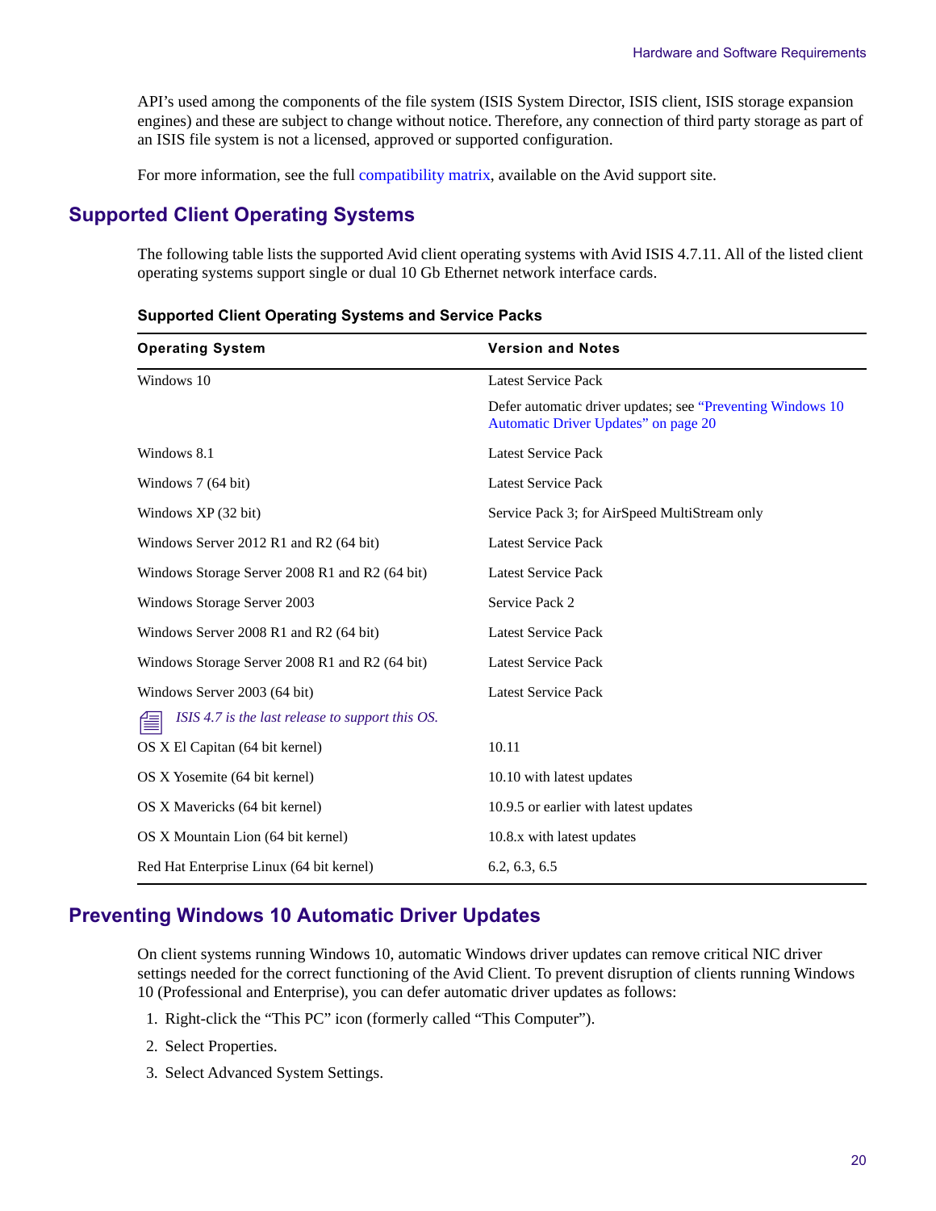API's used among the components of the file system (ISIS System Director, ISIS client, ISIS storage expansion engines) and these are subject to change without notice. Therefore, any connection of third party storage as part of an ISIS file system is not a licensed, approved or supported configuration.

For more information, see the full compatibility matrix, available on the Avid support site.

## Supported Client Operating Systems

The following table lists the supported Avid client operating systems with Avid ISIS 4.7.11. All of the listed client operating systems support single or dual 10 Gb Ethernet network interface cards.

**Supported Client Operating Systems and Service Packs**

| Operating System | Version and Notes |
|---|---|
| Windows 10 | Latest Service Pack<br>Defer automatic driver updates; see "Preventing Windows 10 Automatic Driver Updates" on page 20 |
| Windows 8.1 | Latest Service Pack |
| Windows 7 (64 bit) | Latest Service Pack |
| Windows XP (32 bit) | Service Pack 3; for AirSpeed MultiStream only |
| Windows Server 2012 R1 and R2 (64 bit) | Latest Service Pack |
| Windows Storage Server 2008 R1 and R2 (64 bit) | Latest Service Pack |
| Windows Storage Server 2003 | Service Pack 2 |
| Windows Server 2008 R1 and R2 (64 bit) | Latest Service Pack |
| Windows Storage Server 2008 R1 and R2 (64 bit) | Latest Service Pack |
| Windows Server 2003 (64 bit)<br>*ISIS 4.7 is the last release to support this OS.* | Latest Service Pack |
| OS X El Capitan (64 bit kernel) | 10.11 |
| OS X Yosemite (64 bit kernel) | 10.10 with latest updates |
| OS X Mavericks (64 bit kernel) | 10.9.5 or earlier with latest updates |
| OS X Mountain Lion (64 bit kernel) | 10.8.x with latest updates |
| Red Hat Enterprise Linux (64 bit kernel) | 6.2, 6.3, 6.5 |

## Preventing Windows 10 Automatic Driver Updates

On client systems running Windows 10, automatic Windows driver updates can remove critical NIC driver settings needed for the correct functioning of the Avid Client. To prevent disruption of clients running Windows 10 (Professional and Enterprise), you can defer automatic driver updates as follows:

1. Right-click the "This PC" icon (formerly called "This Computer").
2. Select Properties.
3. Select Advanced System Settings.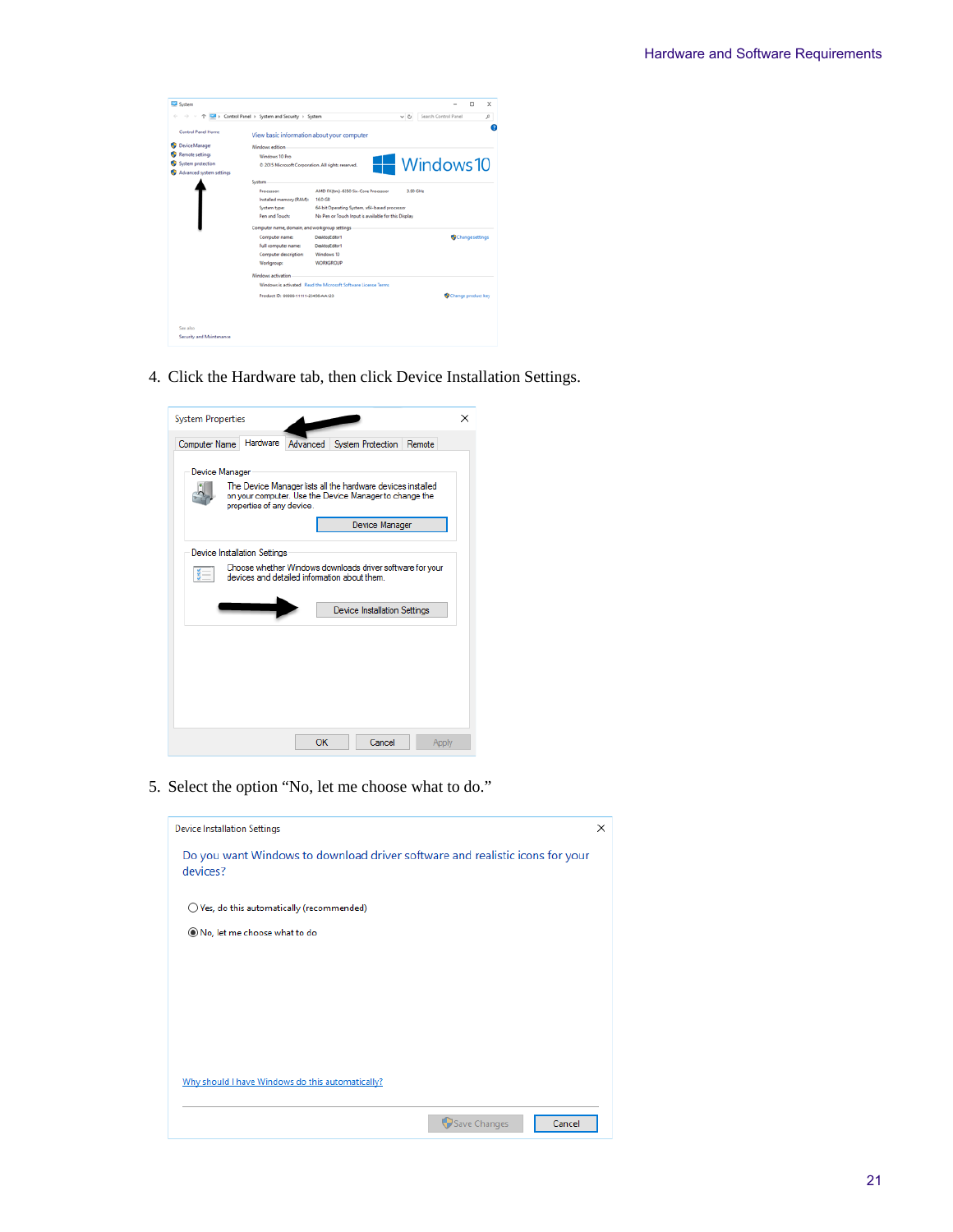4. Click the Hardware tab, then click Device Installation Settings.

5. Select the option “No, let me choose what to do.”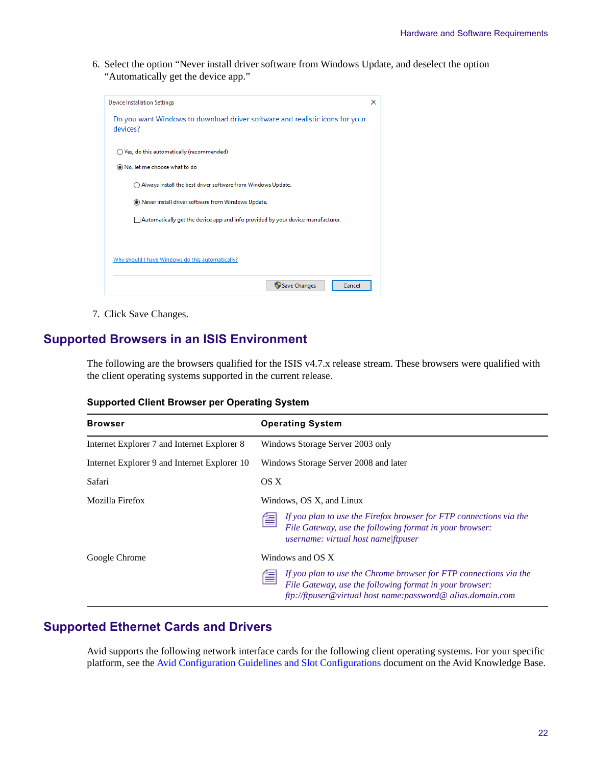6. Select the option “Never install driver software from Windows Update, and deselect the option “Automatically get the device app.”

7. Click Save Changes.

## Supported Browsers in an ISIS Environment

The following are the browsers qualified for the ISIS v4.7.x release stream. These browsers were qualified with the client operating systems supported in the current release.

**Supported Client Browser per Operating System**

| Browser | Operating System |
|---|---|
| Internet Explorer 7 and Internet Explorer 8 | Windows Storage Server 2003 only |
| Internet Explorer 9 and Internet Explorer 10 | Windows Storage Server 2008 and later |
| Safari | OS X |
| Mozilla Firefox | Windows, OS X, and Linux<br>*If you plan to use the Firefox browser for FTP connections via the File Gateway, use the following format in your browser: username: virtual host name\|ftpuser* |
| Google Chrome | Windows and OS X<br>*If you plan to use the Chrome browser for FTP connections via the File Gateway, use the following format in your browser: ftp://ftpuser@virtual host name:password@ alias.domain.com* |

## Supported Ethernet Cards and Drivers

Avid supports the following network interface cards for the following client operating systems. For your specific platform, see the Avid Configuration Guidelines and Slot Configurations document on the Avid Knowledge Base.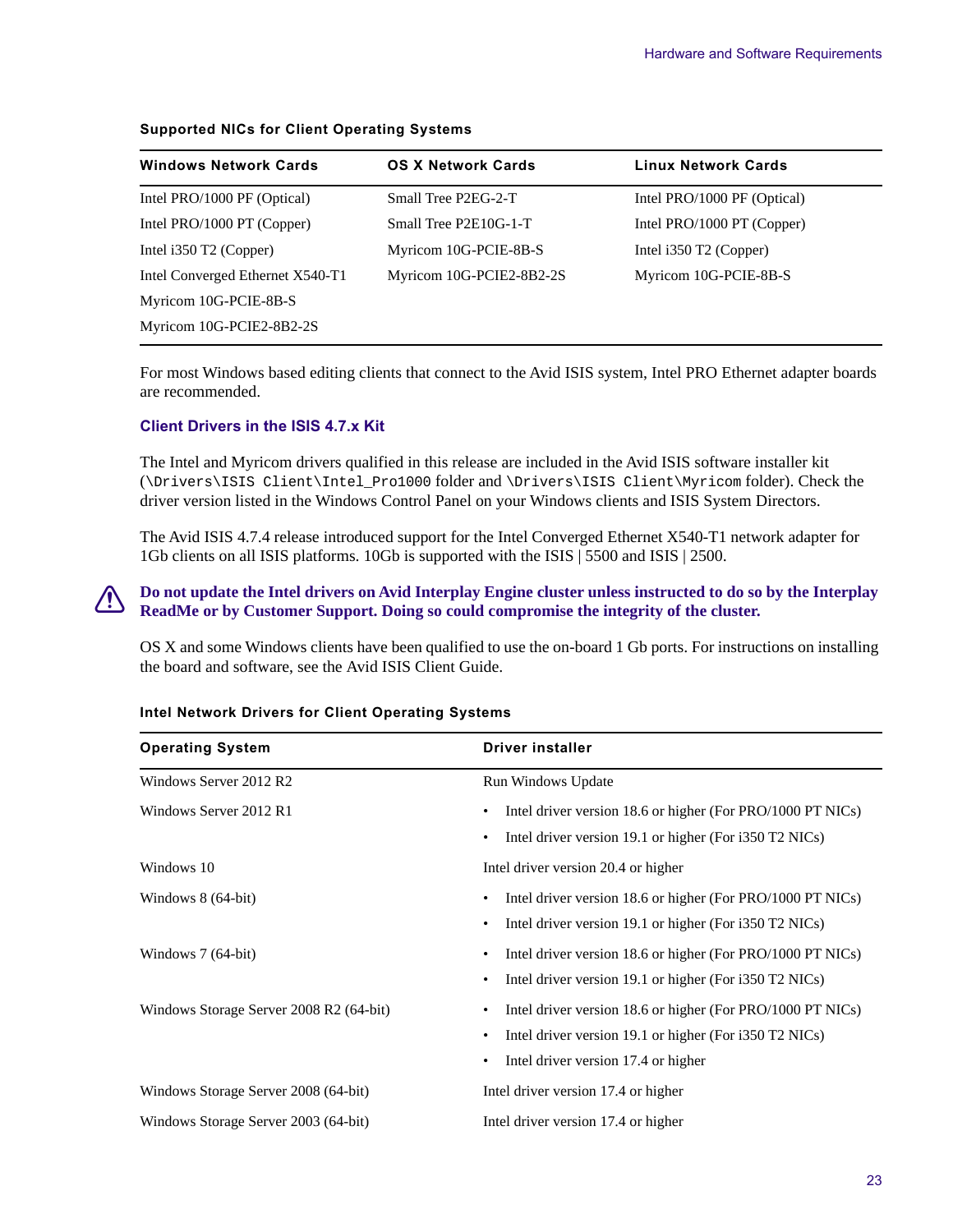**Supported NICs for Client Operating Systems**

| Windows Network Cards | OS X Network Cards | Linux Network Cards |
|---|---|---|
| Intel PRO/1000 PF (Optical) | Small Tree P2EG-2-T | Intel PRO/1000 PF (Optical) |
| Intel PRO/1000 PT (Copper) | Small Tree P2E10G-1-T | Intel PRO/1000 PT (Copper) |
| Intel i350 T2 (Copper) | Myricom 10G-PCIE-8B-S | Intel i350 T2 (Copper) |
| Intel Converged Ethernet X540-T1 | Myricom 10G-PCIE2-8B2-2S | Myricom 10G-PCIE-8B-S |
| Myricom 10G-PCIE-8B-S | | |
| Myricom 10G-PCIE2-8B2-2S | | |

For most Windows based editing clients that connect to the Avid ISIS system, Intel PRO Ethernet adapter boards are recommended.

### Client Drivers in the ISIS 4.7.x Kit

The Intel and Myricom drivers qualified in this release are included in the Avid ISIS software installer kit (`\Drivers\ISIS Client\Intel_Pro1000` folder and `\Drivers\ISIS Client\Myricom` folder). Check the driver version listed in the Windows Control Panel on your Windows clients and ISIS System Directors.

The Avid ISIS 4.7.4 release introduced support for the Intel Converged Ethernet X540-T1 network adapter for 1Gb clients on all ISIS platforms. 10Gb is supported with the ISIS | 5500 and ISIS | 2500.

**Do not update the Intel drivers on Avid Interplay Engine cluster unless instructed to do so by the Interplay ReadMe or by Customer Support. Doing so could compromise the integrity of the cluster.**

OS X and some Windows clients have been qualified to use the on-board 1 Gb ports. For instructions on installing the board and software, see the Avid ISIS Client Guide.

**Intel Network Drivers for Client Operating Systems**

| Operating System | Driver installer |
|---|---|
| Windows Server 2012 R2 | Run Windows Update |
| Windows Server 2012 R1 | • Intel driver version 18.6 or higher (For PRO/1000 PT NICs)<br>• Intel driver version 19.1 or higher (For i350 T2 NICs) |
| Windows 10 | Intel driver version 20.4 or higher |
| Windows 8 (64-bit) | • Intel driver version 18.6 or higher (For PRO/1000 PT NICs)<br>• Intel driver version 19.1 or higher (For i350 T2 NICs) |
| Windows 7 (64-bit) | • Intel driver version 18.6 or higher (For PRO/1000 PT NICs)<br>• Intel driver version 19.1 or higher (For i350 T2 NICs) |
| Windows Storage Server 2008 R2 (64-bit) | • Intel driver version 18.6 or higher (For PRO/1000 PT NICs)<br>• Intel driver version 19.1 or higher (For i350 T2 NICs)<br>• Intel driver version 17.4 or higher |
| Windows Storage Server 2008 (64-bit) | Intel driver version 17.4 or higher |
| Windows Storage Server 2003 (64-bit) | Intel driver version 17.4 or higher |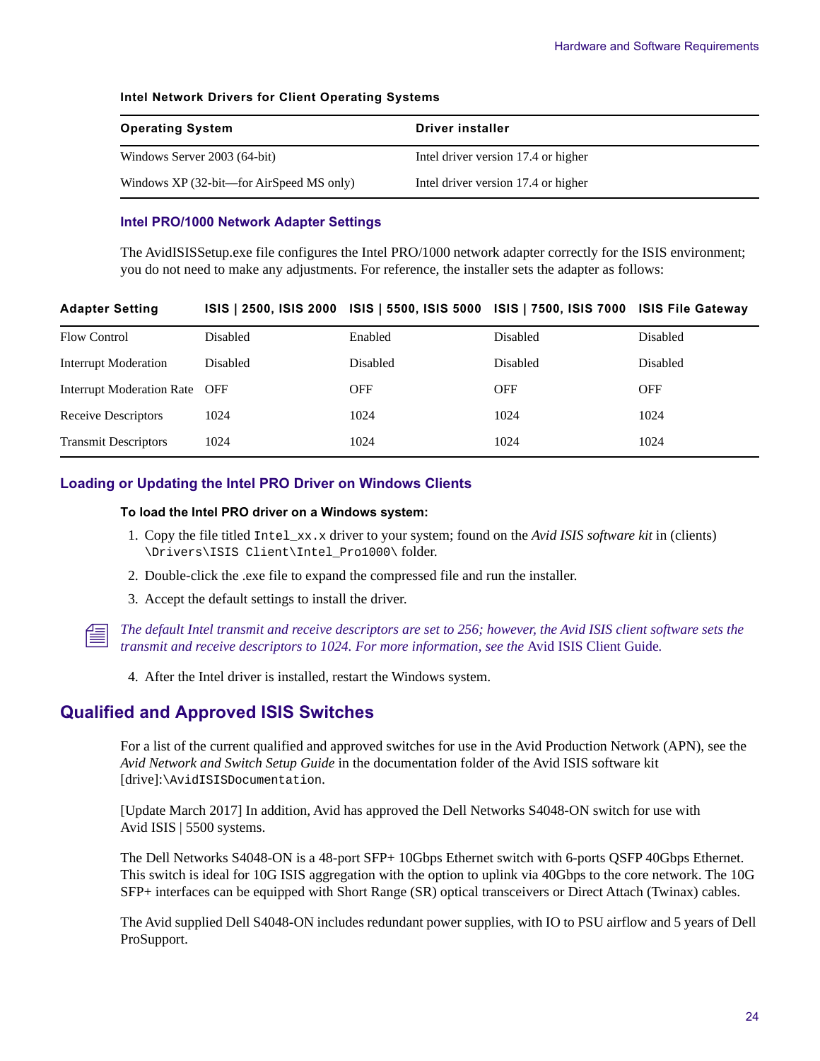**Intel Network Drivers for Client Operating Systems**

| Operating System | Driver installer |
| --- | --- |
| Windows Server 2003 (64-bit) | Intel driver version 17.4 or higher |
| Windows XP (32-bit—for AirSpeed MS only) | Intel driver version 17.4 or higher |

### Intel PRO/1000 Network Adapter Settings

The AvidISISSetup.exe file configures the Intel PRO/1000 network adapter correctly for the ISIS environment; you do not need to make any adjustments. For reference, the installer sets the adapter as follows:

| Adapter Setting | ISIS \| 2500, ISIS 2000 | ISIS \| 5500, ISIS 5000 | ISIS \| 7500, ISIS 7000 | ISIS File Gateway |
| --- | --- | --- | --- | --- |
| Flow Control | Disabled | Enabled | Disabled | Disabled |
| Interrupt Moderation | Disabled | Disabled | Disabled | Disabled |
| Interrupt Moderation Rate | OFF | OFF | OFF | OFF |
| Receive Descriptors | 1024 | 1024 | 1024 | 1024 |
| Transmit Descriptors | 1024 | 1024 | 1024 | 1024 |

### Loading or Updating the Intel PRO Driver on Windows Clients

**To load the Intel PRO driver on a Windows system:**

1. Copy the file titled `Intel_xx.x` driver to your system; found on the *Avid ISIS software kit* in (clients) `\Drivers\ISIS Client\Intel_Pro1000\` folder.
2. Double-click the .exe file to expand the compressed file and run the installer.
3. Accept the default settings to install the driver.

*The default Intel transmit and receive descriptors are set to 256; however, the Avid ISIS client software sets the transmit and receive descriptors to 1024. For more information, see the* Avid ISIS Client Guide.

4. After the Intel driver is installed, restart the Windows system.

## Qualified and Approved ISIS Switches

For a list of the current qualified and approved switches for use in the Avid Production Network (APN), see the *Avid Network and Switch Setup Guide* in the documentation folder of the Avid ISIS software kit [drive]:`\AvidISISDocumentation`.

[Update March 2017] In addition, Avid has approved the Dell Networks S4048-ON switch for use with Avid ISIS | 5500 systems.

The Dell Networks S4048-ON is a 48-port SFP+ 10Gbps Ethernet switch with 6-ports QSFP 40Gbps Ethernet. This switch is ideal for 10G ISIS aggregation with the option to uplink via 40Gbps to the core network. The 10G SFP+ interfaces can be equipped with Short Range (SR) optical transceivers or Direct Attach (Twinax) cables.

The Avid supplied Dell S4048-ON includes redundant power supplies, with IO to PSU airflow and 5 years of Dell ProSupport.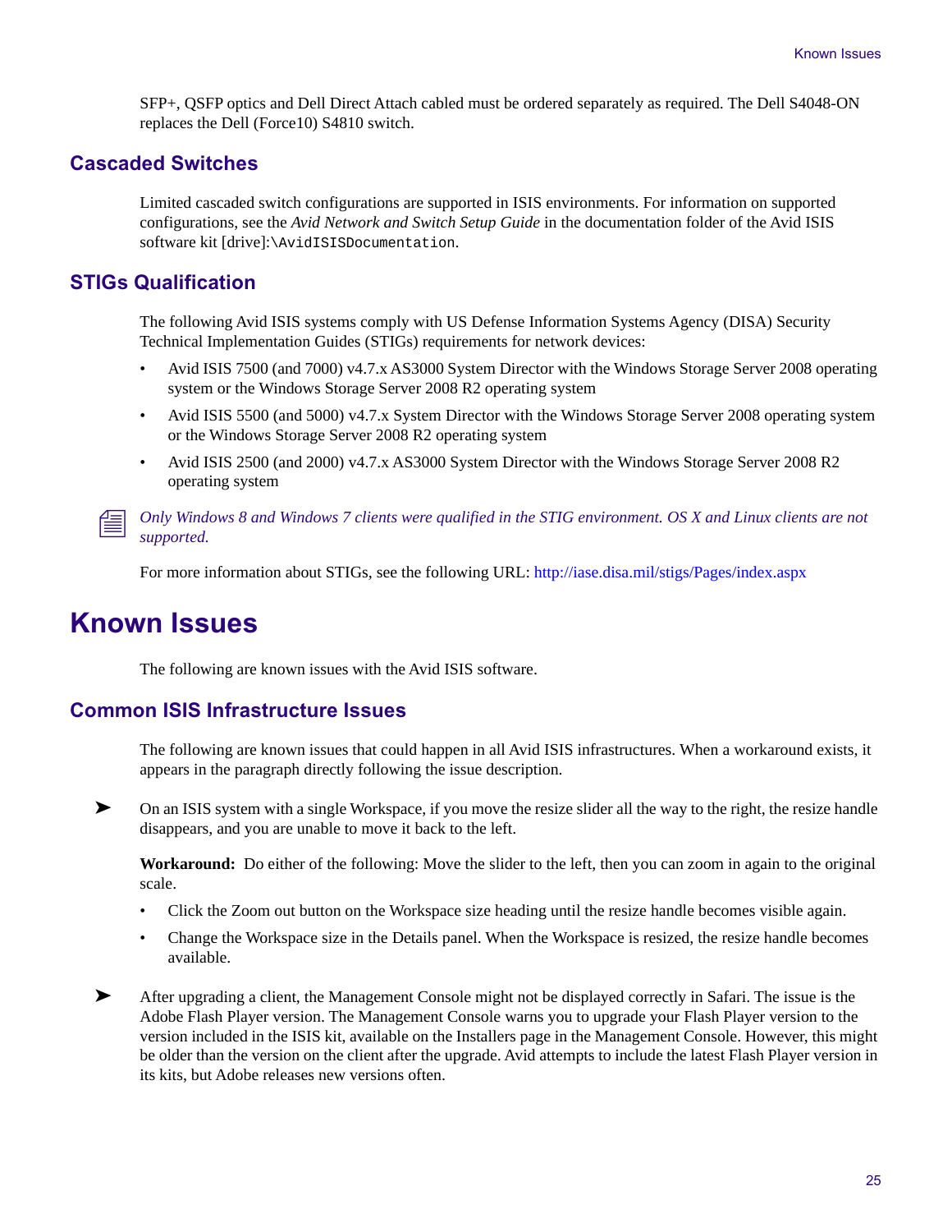SFP+, QSFP optics and Dell Direct Attach cabled must be ordered separately as required. The Dell S4048-ON replaces the Dell (Force10) S4810 switch.

### Cascaded Switches

Limited cascaded switch configurations are supported in ISIS environments. For information on supported configurations, see the *Avid Network and Switch Setup Guide* in the documentation folder of the Avid ISIS software kit [drive]:`\AvidISISDocumentation`.

### STIGs Qualification

The following Avid ISIS systems comply with US Defense Information Systems Agency (DISA) Security Technical Implementation Guides (STIGs) requirements for network devices:

- Avid ISIS 7500 (and 7000) v4.7.x AS3000 System Director with the Windows Storage Server 2008 operating system or the Windows Storage Server 2008 R2 operating system
- Avid ISIS 5500 (and 5000) v4.7.x System Director with the Windows Storage Server 2008 operating system or the Windows Storage Server 2008 R2 operating system
- Avid ISIS 2500 (and 2000) v4.7.x AS3000 System Director with the Windows Storage Server 2008 R2 operating system

*Only Windows 8 and Windows 7 clients were qualified in the STIG environment. OS X and Linux clients are not supported.*

For more information about STIGs, see the following URL: http://iase.disa.mil/stigs/Pages/index.aspx

## Known Issues

The following are known issues with the Avid ISIS software.

### Common ISIS Infrastructure Issues

The following are known issues that could happen in all Avid ISIS infrastructures. When a workaround exists, it appears in the paragraph directly following the issue description.

➤ On an ISIS system with a single Workspace, if you move the resize slider all the way to the right, the resize handle disappears, and you are unable to move it back to the left.

**Workaround:** Do either of the following: Move the slider to the left, then you can zoom in again to the original scale.

- Click the Zoom out button on the Workspace size heading until the resize handle becomes visible again.
- Change the Workspace size in the Details panel. When the Workspace is resized, the resize handle becomes available.

➤ After upgrading a client, the Management Console might not be displayed correctly in Safari. The issue is the Adobe Flash Player version. The Management Console warns you to upgrade your Flash Player version to the version included in the ISIS kit, available on the Installers page in the Management Console. However, this might be older than the version on the client after the upgrade. Avid attempts to include the latest Flash Player version in its kits, but Adobe releases new versions often.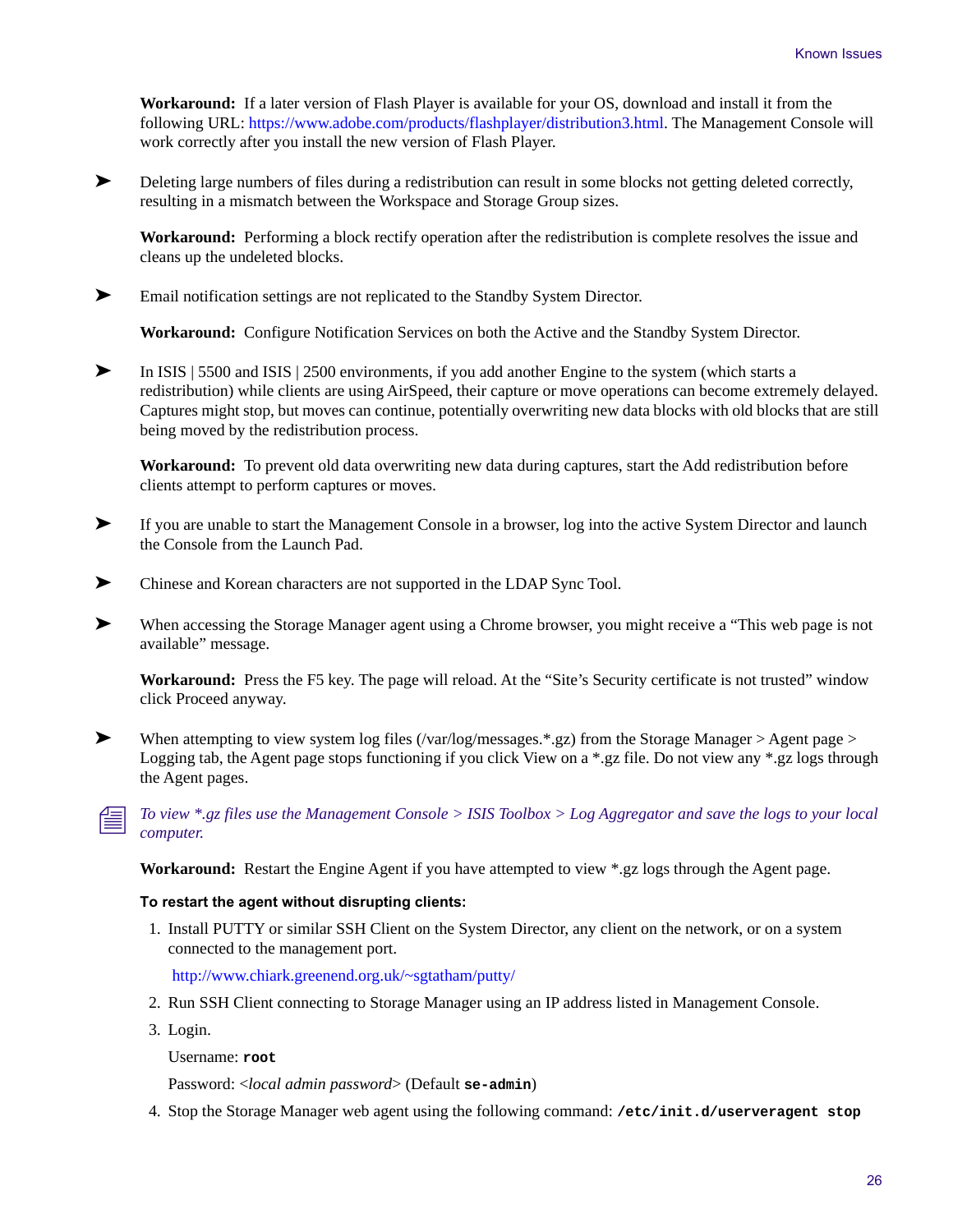**Workaround:** If a later version of Flash Player is available for your OS, download and install it from the following URL: https://www.adobe.com/products/flashplayer/distribution3.html. The Management Console will work correctly after you install the new version of Flash Player.

- Deleting large numbers of files during a redistribution can result in some blocks not getting deleted correctly, resulting in a mismatch between the Workspace and Storage Group sizes.

  **Workaround:** Performing a block rectify operation after the redistribution is complete resolves the issue and cleans up the undeleted blocks.

- Email notification settings are not replicated to the Standby System Director.

  **Workaround:** Configure Notification Services on both the Active and the Standby System Director.

- In ISIS | 5500 and ISIS | 2500 environments, if you add another Engine to the system (which starts a redistribution) while clients are using AirSpeed, their capture or move operations can become extremely delayed. Captures might stop, but moves can continue, potentially overwriting new data blocks with old blocks that are still being moved by the redistribution process.

  **Workaround:** To prevent old data overwriting new data during captures, start the Add redistribution before clients attempt to perform captures or moves.

- If you are unable to start the Management Console in a browser, log into the active System Director and launch the Console from the Launch Pad.

- Chinese and Korean characters are not supported in the LDAP Sync Tool.

- When accessing the Storage Manager agent using a Chrome browser, you might receive a “This web page is not available” message.

  **Workaround:** Press the F5 key. The page will reload. At the “Site’s Security certificate is not trusted” window click Proceed anyway.

- When attempting to view system log files (/var/log/messages.*.gz) from the Storage Manager > Agent page > Logging tab, the Agent page stops functioning if you click View on a *.gz file. Do not view any *.gz logs through the Agent pages.

  *To view *.gz files use the Management Console > ISIS Toolbox > Log Aggregator and save the logs to your local computer.*

  **Workaround:** Restart the Engine Agent if you have attempted to view *.gz logs through the Agent page.

  **To restart the agent without disrupting clients:**

  1. Install PUTTY or similar SSH Client on the System Director, any client on the network, or on a system connected to the management port.

     http://www.chiark.greenend.org.uk/~sgtatham/putty/

  2. Run SSH Client connecting to Storage Manager using an IP address listed in Management Console.

  3. Login.

     Username: **`root`**

     Password: <*local admin password*> (Default **`se-admin`**)

  4. Stop the Storage Manager web agent using the following command: **`/etc/init.d/userveragent stop`**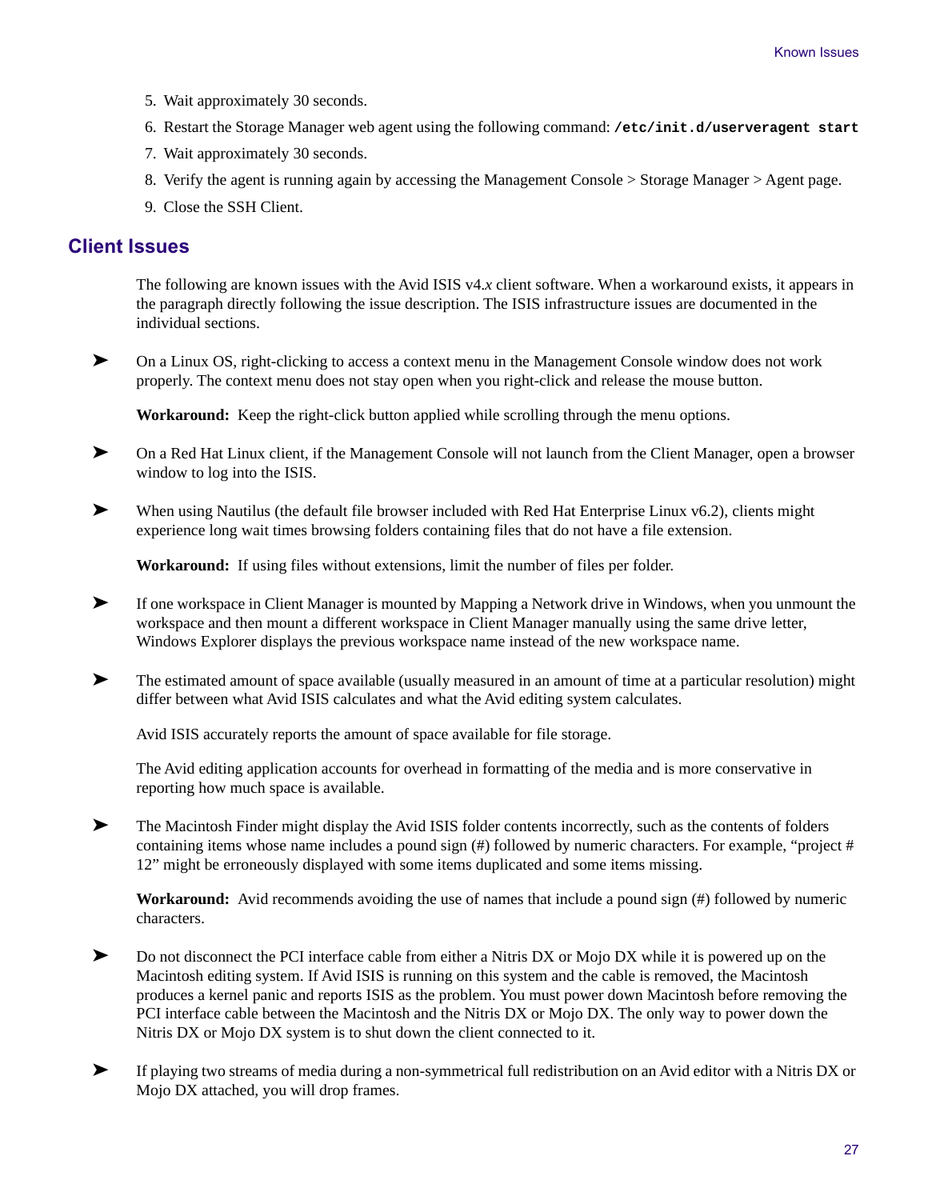5. Wait approximately 30 seconds.
6. Restart the Storage Manager web agent using the following command: **`/etc/init.d/userveragent start`**
7. Wait approximately 30 seconds.
8. Verify the agent is running again by accessing the Management Console > Storage Manager > Agent page.
9. Close the SSH Client.

## Client Issues

The following are known issues with the Avid ISIS v4.*x* client software. When a workaround exists, it appears in the paragraph directly following the issue description. The ISIS infrastructure issues are documented in the individual sections.

➤ On a Linux OS, right-clicking to access a context menu in the Management Console window does not work properly. The context menu does not stay open when you right-click and release the mouse button.

**Workaround:** Keep the right-click button applied while scrolling through the menu options.

➤ On a Red Hat Linux client, if the Management Console will not launch from the Client Manager, open a browser window to log into the ISIS.

➤ When using Nautilus (the default file browser included with Red Hat Enterprise Linux v6.2), clients might experience long wait times browsing folders containing files that do not have a file extension.

**Workaround:** If using files without extensions, limit the number of files per folder.

➤ If one workspace in Client Manager is mounted by Mapping a Network drive in Windows, when you unmount the workspace and then mount a different workspace in Client Manager manually using the same drive letter, Windows Explorer displays the previous workspace name instead of the new workspace name.

➤ The estimated amount of space available (usually measured in an amount of time at a particular resolution) might differ between what Avid ISIS calculates and what the Avid editing system calculates.

Avid ISIS accurately reports the amount of space available for file storage.

The Avid editing application accounts for overhead in formatting of the media and is more conservative in reporting how much space is available.

➤ The Macintosh Finder might display the Avid ISIS folder contents incorrectly, such as the contents of folders containing items whose name includes a pound sign (#) followed by numeric characters. For example, "project # 12" might be erroneously displayed with some items duplicated and some items missing.

**Workaround:** Avid recommends avoiding the use of names that include a pound sign (#) followed by numeric characters.

➤ Do not disconnect the PCI interface cable from either a Nitris DX or Mojo DX while it is powered up on the Macintosh editing system. If Avid ISIS is running on this system and the cable is removed, the Macintosh produces a kernel panic and reports ISIS as the problem. You must power down Macintosh before removing the PCI interface cable between the Macintosh and the Nitris DX or Mojo DX. The only way to power down the Nitris DX or Mojo DX system is to shut down the client connected to it.

➤ If playing two streams of media during a non-symmetrical full redistribution on an Avid editor with a Nitris DX or Mojo DX attached, you will drop frames.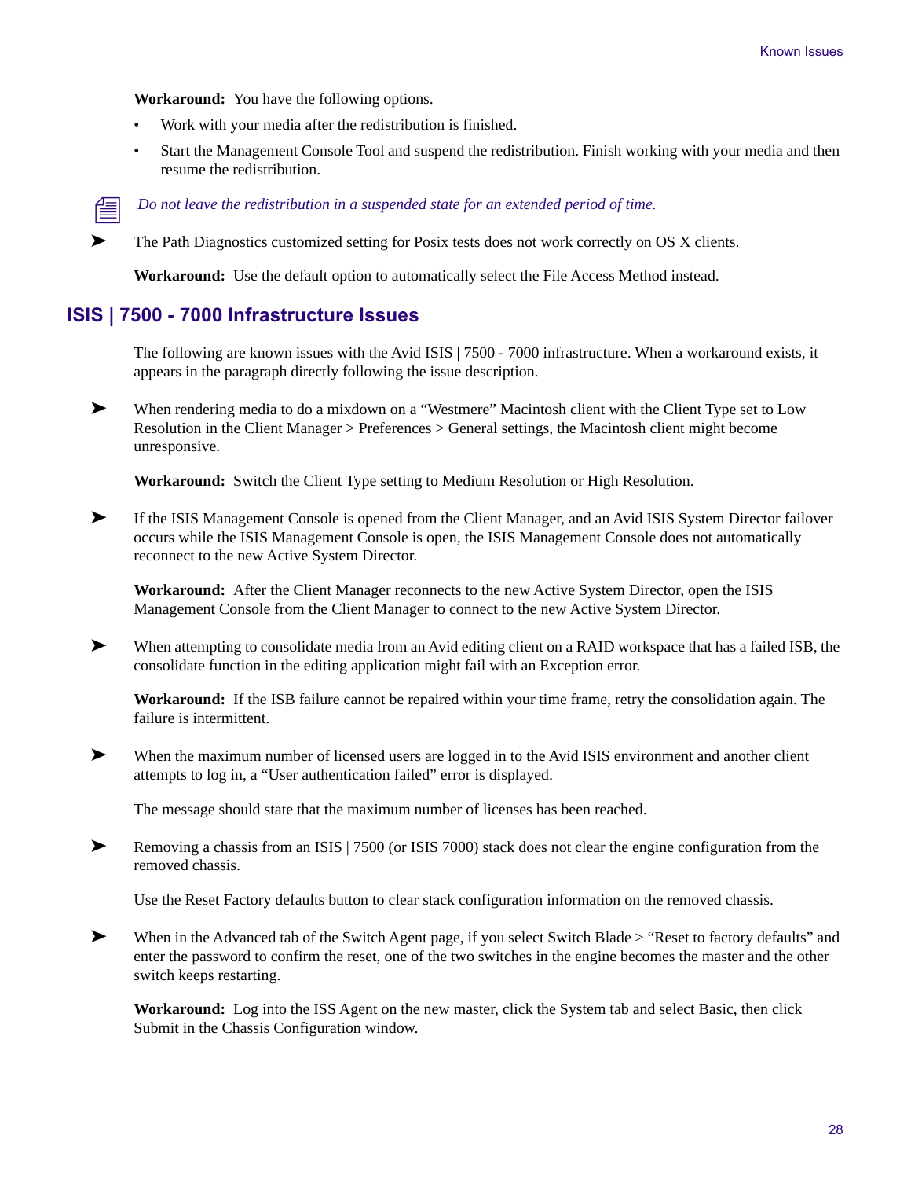**Workaround:** You have the following options.

- Work with your media after the redistribution is finished.
- Start the Management Console Tool and suspend the redistribution. Finish working with your media and then resume the redistribution.

*Do not leave the redistribution in a suspended state for an extended period of time.*

➤ The Path Diagnostics customized setting for Posix tests does not work correctly on OS X clients.

**Workaround:** Use the default option to automatically select the File Access Method instead.

## ISIS | 7500 - 7000 Infrastructure Issues

The following are known issues with the Avid ISIS | 7500 - 7000 infrastructure. When a workaround exists, it appears in the paragraph directly following the issue description.

➤ When rendering media to do a mixdown on a “Westmere” Macintosh client with the Client Type set to Low Resolution in the Client Manager > Preferences > General settings, the Macintosh client might become unresponsive.

**Workaround:** Switch the Client Type setting to Medium Resolution or High Resolution.

➤ If the ISIS Management Console is opened from the Client Manager, and an Avid ISIS System Director failover occurs while the ISIS Management Console is open, the ISIS Management Console does not automatically reconnect to the new Active System Director.

**Workaround:** After the Client Manager reconnects to the new Active System Director, open the ISIS Management Console from the Client Manager to connect to the new Active System Director.

➤ When attempting to consolidate media from an Avid editing client on a RAID workspace that has a failed ISB, the consolidate function in the editing application might fail with an Exception error.

**Workaround:** If the ISB failure cannot be repaired within your time frame, retry the consolidation again. The failure is intermittent.

➤ When the maximum number of licensed users are logged in to the Avid ISIS environment and another client attempts to log in, a “User authentication failed” error is displayed.

The message should state that the maximum number of licenses has been reached.

➤ Removing a chassis from an ISIS | 7500 (or ISIS 7000) stack does not clear the engine configuration from the removed chassis.

Use the Reset Factory defaults button to clear stack configuration information on the removed chassis.

➤ When in the Advanced tab of the Switch Agent page, if you select Switch Blade > “Reset to factory defaults” and enter the password to confirm the reset, one of the two switches in the engine becomes the master and the other switch keeps restarting.

**Workaround:** Log into the ISS Agent on the new master, click the System tab and select Basic, then click Submit in the Chassis Configuration window.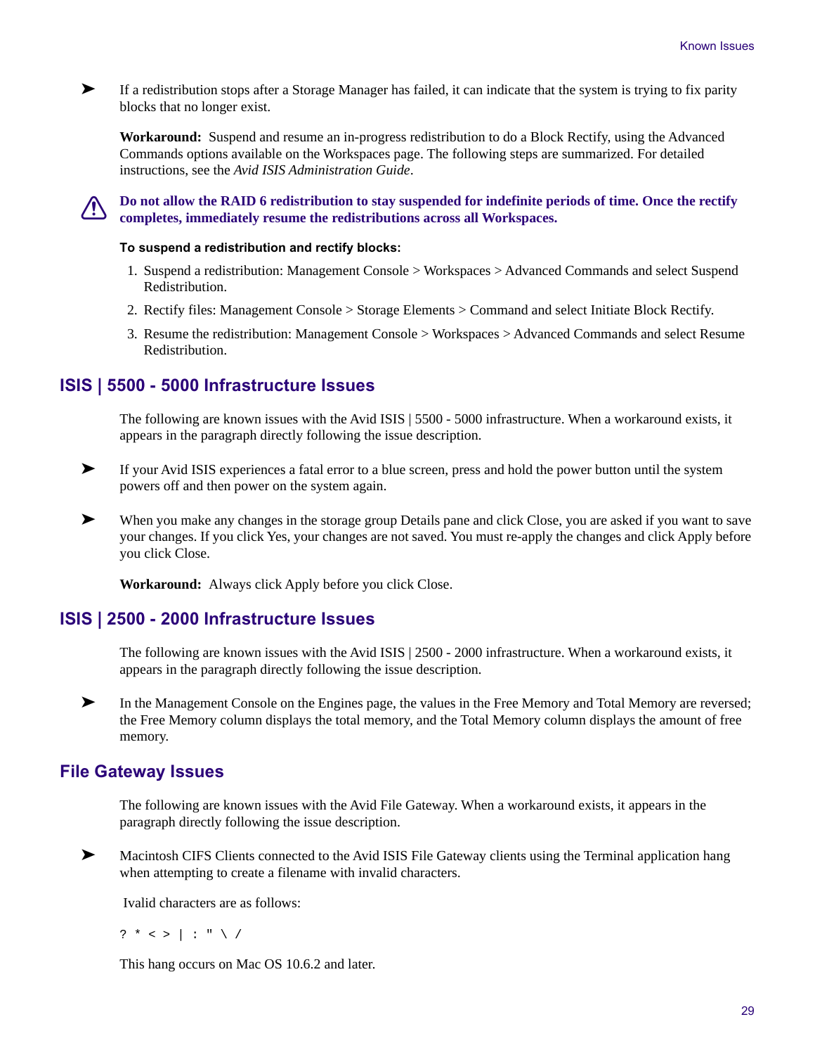- If a redistribution stops after a Storage Manager has failed, it can indicate that the system is trying to fix parity blocks that no longer exist.

  **Workaround:** Suspend and resume an in-progress redistribution to do a Block Rectify, using the Advanced Commands options available on the Workspaces page. The following steps are summarized. For detailed instructions, see the *Avid ISIS Administration Guide*.

**Do not allow the RAID 6 redistribution to stay suspended for indefinite periods of time. Once the rectify completes, immediately resume the redistributions across all Workspaces.**

**To suspend a redistribution and rectify blocks:**

1. Suspend a redistribution: Management Console > Workspaces > Advanced Commands and select Suspend Redistribution.
2. Rectify files: Management Console > Storage Elements > Command and select Initiate Block Rectify.
3. Resume the redistribution: Management Console > Workspaces > Advanced Commands and select Resume Redistribution.

## ISIS | 5500 - 5000 Infrastructure Issues

The following are known issues with the Avid ISIS | 5500 - 5000 infrastructure. When a workaround exists, it appears in the paragraph directly following the issue description.

- If your Avid ISIS experiences a fatal error to a blue screen, press and hold the power button until the system powers off and then power on the system again.

- When you make any changes in the storage group Details pane and click Close, you are asked if you want to save your changes. If you click Yes, your changes are not saved. You must re-apply the changes and click Apply before you click Close.

  **Workaround:** Always click Apply before you click Close.

## ISIS | 2500 - 2000 Infrastructure Issues

The following are known issues with the Avid ISIS | 2500 - 2000 infrastructure. When a workaround exists, it appears in the paragraph directly following the issue description.

- In the Management Console on the Engines page, the values in the Free Memory and Total Memory are reversed; the Free Memory column displays the total memory, and the Total Memory column displays the amount of free memory.

## File Gateway Issues

The following are known issues with the Avid File Gateway. When a workaround exists, it appears in the paragraph directly following the issue description.

- Macintosh CIFS Clients connected to the Avid ISIS File Gateway clients using the Terminal application hang when attempting to create a filename with invalid characters.

  Ivalid characters are as follows:

  ```
  ? * < > | : " \ /
  ```

  This hang occurs on Mac OS 10.6.2 and later.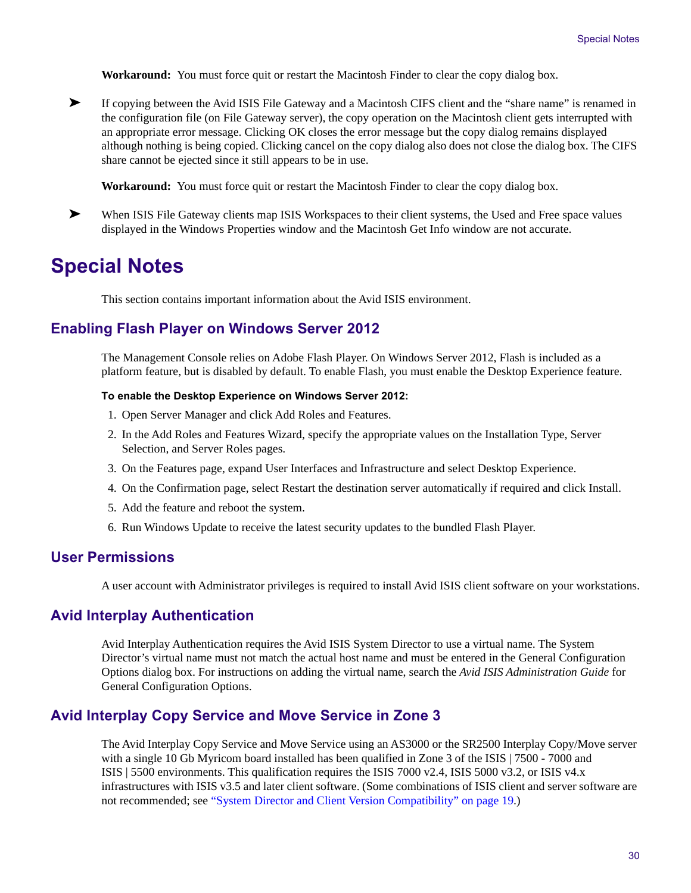**Workaround:** You must force quit or restart the Macintosh Finder to clear the copy dialog box.

- If copying between the Avid ISIS File Gateway and a Macintosh CIFS client and the “share name” is renamed in the configuration file (on File Gateway server), the copy operation on the Macintosh client gets interrupted with an appropriate error message. Clicking OK closes the error message but the copy dialog remains displayed although nothing is being copied. Clicking cancel on the copy dialog also does not close the dialog box. The CIFS share cannot be ejected since it still appears to be in use.

  **Workaround:** You must force quit or restart the Macintosh Finder to clear the copy dialog box.

- When ISIS File Gateway clients map ISIS Workspaces to their client systems, the Used and Free space values displayed in the Windows Properties window and the Macintosh Get Info window are not accurate.

# Special Notes

This section contains important information about the Avid ISIS environment.

## Enabling Flash Player on Windows Server 2012

The Management Console relies on Adobe Flash Player. On Windows Server 2012, Flash is included as a platform feature, but is disabled by default. To enable Flash, you must enable the Desktop Experience feature.

**To enable the Desktop Experience on Windows Server 2012:**

1. Open Server Manager and click Add Roles and Features.
2. In the Add Roles and Features Wizard, specify the appropriate values on the Installation Type, Server Selection, and Server Roles pages.
3. On the Features page, expand User Interfaces and Infrastructure and select Desktop Experience.
4. On the Confirmation page, select Restart the destination server automatically if required and click Install.
5. Add the feature and reboot the system.
6. Run Windows Update to receive the latest security updates to the bundled Flash Player.

## User Permissions

A user account with Administrator privileges is required to install Avid ISIS client software on your workstations.

## Avid Interplay Authentication

Avid Interplay Authentication requires the Avid ISIS System Director to use a virtual name. The System Director’s virtual name must not match the actual host name and must be entered in the General Configuration Options dialog box. For instructions on adding the virtual name, search the *Avid ISIS Administration Guide* for General Configuration Options.

## Avid Interplay Copy Service and Move Service in Zone 3

The Avid Interplay Copy Service and Move Service using an AS3000 or the SR2500 Interplay Copy/Move server with a single 10 Gb Myricom board installed has been qualified in Zone 3 of the ISIS | 7500 - 7000 and ISIS | 5500 environments. This qualification requires the ISIS 7000 v2.4, ISIS 5000 v3.2, or ISIS v4.x infrastructures with ISIS v3.5 and later client software. (Some combinations of ISIS client and server software are not recommended; see “System Director and Client Version Compatibility” on page 19.)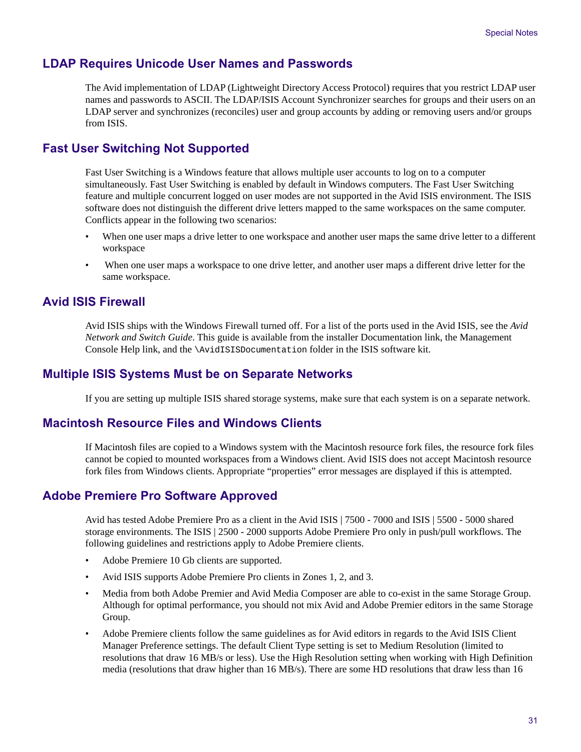## LDAP Requires Unicode User Names and Passwords

The Avid implementation of LDAP (Lightweight Directory Access Protocol) requires that you restrict LDAP user names and passwords to ASCII. The LDAP/ISIS Account Synchronizer searches for groups and their users on an LDAP server and synchronizes (reconciles) user and group accounts by adding or removing users and/or groups from ISIS.

## Fast User Switching Not Supported

Fast User Switching is a Windows feature that allows multiple user accounts to log on to a computer simultaneously. Fast User Switching is enabled by default in Windows computers. The Fast User Switching feature and multiple concurrent logged on user modes are not supported in the Avid ISIS environment. The ISIS software does not distinguish the different drive letters mapped to the same workspaces on the same computer. Conflicts appear in the following two scenarios:

- When one user maps a drive letter to one workspace and another user maps the same drive letter to a different workspace
- When one user maps a workspace to one drive letter, and another user maps a different drive letter for the same workspace.

## Avid ISIS Firewall

Avid ISIS ships with the Windows Firewall turned off. For a list of the ports used in the Avid ISIS, see the *Avid Network and Switch Guide*. This guide is available from the installer Documentation link, the Management Console Help link, and the `\AvidISISDocumentation` folder in the ISIS software kit.

## Multiple ISIS Systems Must be on Separate Networks

If you are setting up multiple ISIS shared storage systems, make sure that each system is on a separate network.

## Macintosh Resource Files and Windows Clients

If Macintosh files are copied to a Windows system with the Macintosh resource fork files, the resource fork files cannot be copied to mounted workspaces from a Windows client. Avid ISIS does not accept Macintosh resource fork files from Windows clients. Appropriate “properties” error messages are displayed if this is attempted.

## Adobe Premiere Pro Software Approved

Avid has tested Adobe Premiere Pro as a client in the Avid ISIS | 7500 - 7000 and ISIS | 5500 - 5000 shared storage environments. The ISIS | 2500 - 2000 supports Adobe Premiere Pro only in push/pull workflows. The following guidelines and restrictions apply to Adobe Premiere clients.

- Adobe Premiere 10 Gb clients are supported.
- Avid ISIS supports Adobe Premiere Pro clients in Zones 1, 2, and 3.
- Media from both Adobe Premier and Avid Media Composer are able to co-exist in the same Storage Group. Although for optimal performance, you should not mix Avid and Adobe Premier editors in the same Storage Group.
- Adobe Premiere clients follow the same guidelines as for Avid editors in regards to the Avid ISIS Client Manager Preference settings. The default Client Type setting is set to Medium Resolution (limited to resolutions that draw 16 MB/s or less). Use the High Resolution setting when working with High Definition media (resolutions that draw higher than 16 MB/s). There are some HD resolutions that draw less than 16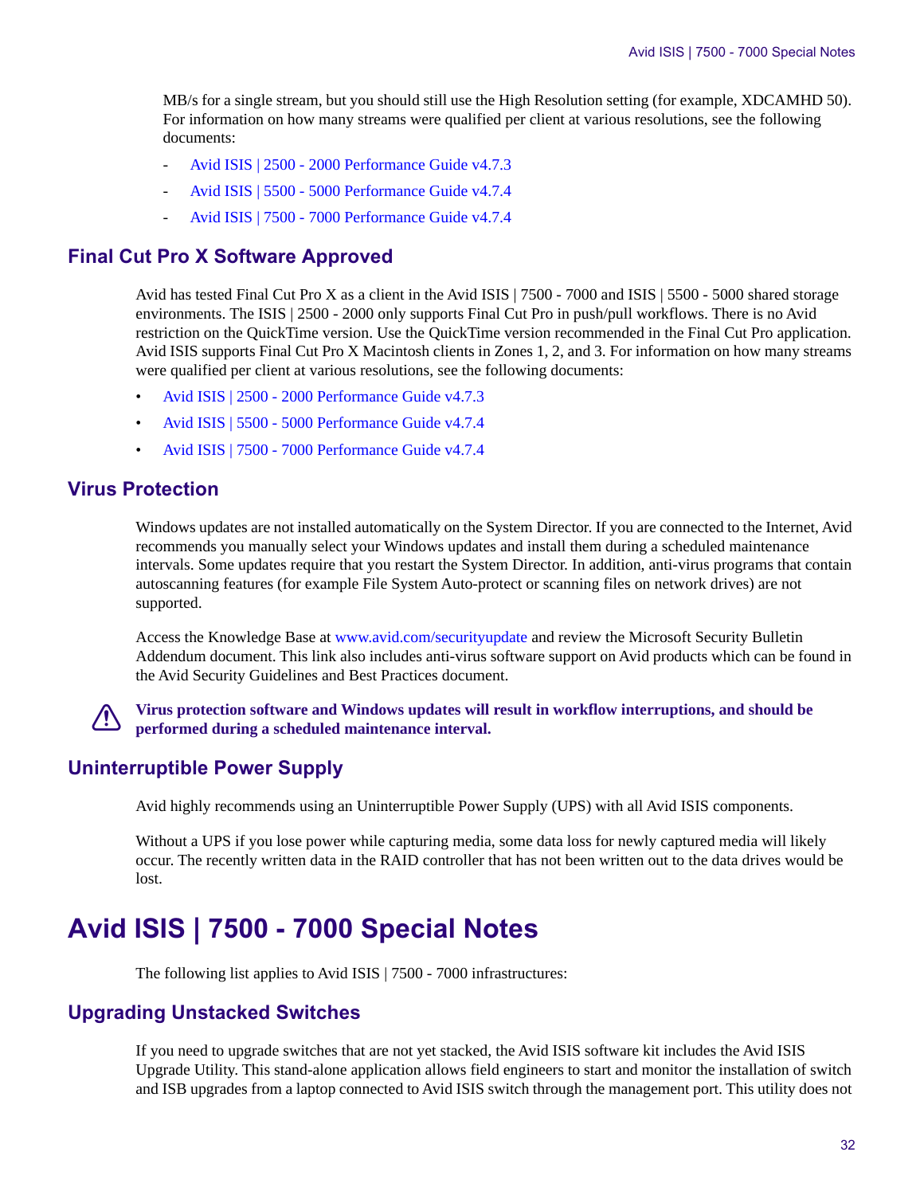MB/s for a single stream, but you should still use the High Resolution setting (for example, XDCAMHD 50). For information on how many streams were qualified per client at various resolutions, see the following documents:

- Avid ISIS | 2500 - 2000 Performance Guide v4.7.3
- Avid ISIS | 5500 - 5000 Performance Guide v4.7.4
- Avid ISIS | 7500 - 7000 Performance Guide v4.7.4

## Final Cut Pro X Software Approved

Avid has tested Final Cut Pro X as a client in the Avid ISIS | 7500 - 7000 and ISIS | 5500 - 5000 shared storage environments. The ISIS | 2500 - 2000 only supports Final Cut Pro in push/pull workflows. There is no Avid restriction on the QuickTime version. Use the QuickTime version recommended in the Final Cut Pro application. Avid ISIS supports Final Cut Pro X Macintosh clients in Zones 1, 2, and 3. For information on how many streams were qualified per client at various resolutions, see the following documents:

- Avid ISIS | 2500 - 2000 Performance Guide v4.7.3
- Avid ISIS | 5500 - 5000 Performance Guide v4.7.4
- Avid ISIS | 7500 - 7000 Performance Guide v4.7.4

## Virus Protection

Windows updates are not installed automatically on the System Director. If you are connected to the Internet, Avid recommends you manually select your Windows updates and install them during a scheduled maintenance intervals. Some updates require that you restart the System Director. In addition, anti-virus programs that contain autoscanning features (for example File System Auto-protect or scanning files on network drives) are not supported.

Access the Knowledge Base at www.avid.com/securityupdate and review the Microsoft Security Bulletin Addendum document. This link also includes anti-virus software support on Avid products which can be found in the Avid Security Guidelines and Best Practices document.

**Virus protection software and Windows updates will result in workflow interruptions, and should be performed during a scheduled maintenance interval.**

## Uninterruptible Power Supply

Avid highly recommends using an Uninterruptible Power Supply (UPS) with all Avid ISIS components.

Without a UPS if you lose power while capturing media, some data loss for newly captured media will likely occur. The recently written data in the RAID controller that has not been written out to the data drives would be lost.

# Avid ISIS | 7500 - 7000 Special Notes

The following list applies to Avid ISIS | 7500 - 7000 infrastructures:

## Upgrading Unstacked Switches

If you need to upgrade switches that are not yet stacked, the Avid ISIS software kit includes the Avid ISIS Upgrade Utility. This stand-alone application allows field engineers to start and monitor the installation of switch and ISB upgrades from a laptop connected to Avid ISIS switch through the management port. This utility does not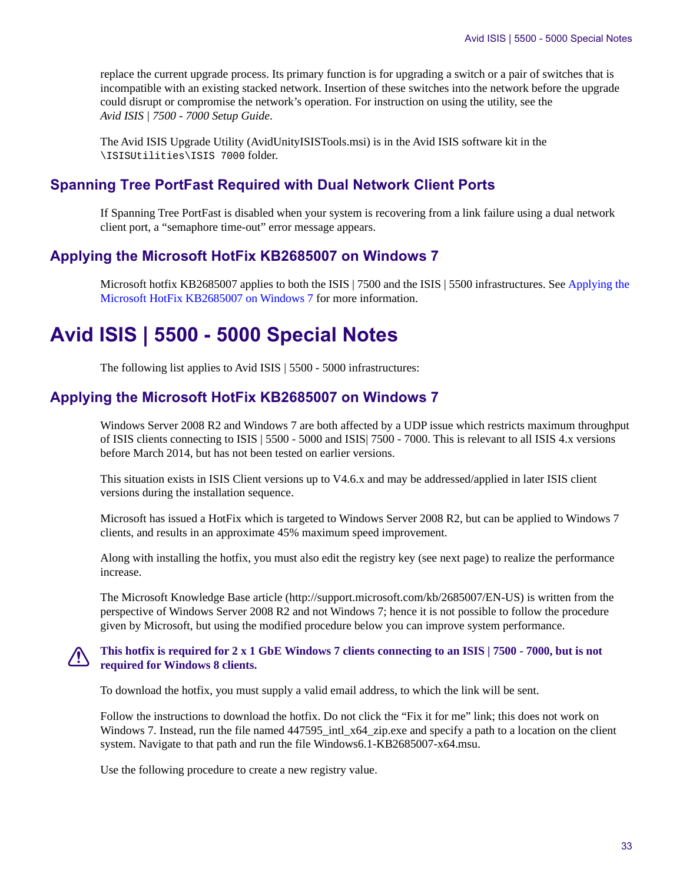replace the current upgrade process. Its primary function is for upgrading a switch or a pair of switches that is incompatible with an existing stacked network. Insertion of these switches into the network before the upgrade could disrupt or compromise the network's operation. For instruction on using the utility, see the *Avid ISIS | 7500 - 7000 Setup Guide*.

The Avid ISIS Upgrade Utility (AvidUnityISISTools.msi) is in the Avid ISIS software kit in the `\ISISUtilities\ISIS 7000` folder.

## Spanning Tree PortFast Required with Dual Network Client Ports

If Spanning Tree PortFast is disabled when your system is recovering from a link failure using a dual network client port, a "semaphore time-out" error message appears.

## Applying the Microsoft HotFix KB2685007 on Windows 7

Microsoft hotfix KB2685007 applies to both the ISIS | 7500 and the ISIS | 5500 infrastructures. See Applying the Microsoft HotFix KB2685007 on Windows 7 for more information.

# Avid ISIS | 5500 - 5000 Special Notes

The following list applies to Avid ISIS | 5500 - 5000 infrastructures:

## Applying the Microsoft HotFix KB2685007 on Windows 7

Windows Server 2008 R2 and Windows 7 are both affected by a UDP issue which restricts maximum throughput of ISIS clients connecting to ISIS | 5500 - 5000 and ISIS| 7500 - 7000. This is relevant to all ISIS 4.x versions before March 2014, but has not been tested on earlier versions.

This situation exists in ISIS Client versions up to V4.6.x and may be addressed/applied in later ISIS client versions during the installation sequence.

Microsoft has issued a HotFix which is targeted to Windows Server 2008 R2, but can be applied to Windows 7 clients, and results in an approximate 45% maximum speed improvement.

Along with installing the hotfix, you must also edit the registry key (see next page) to realize the performance increase.

The Microsoft Knowledge Base article (http://support.microsoft.com/kb/2685007/EN-US) is written from the perspective of Windows Server 2008 R2 and not Windows 7; hence it is not possible to follow the procedure given by Microsoft, but using the modified procedure below you can improve system performance.

**This hotfix is required for 2 x 1 GbE Windows 7 clients connecting to an ISIS | 7500 - 7000, but is not required for Windows 8 clients.**

To download the hotfix, you must supply a valid email address, to which the link will be sent.

Follow the instructions to download the hotfix. Do not click the "Fix it for me" link; this does not work on Windows 7. Instead, run the file named 447595_intl_x64_zip.exe and specify a path to a location on the client system. Navigate to that path and run the file Windows6.1-KB2685007-x64.msu.

Use the following procedure to create a new registry value.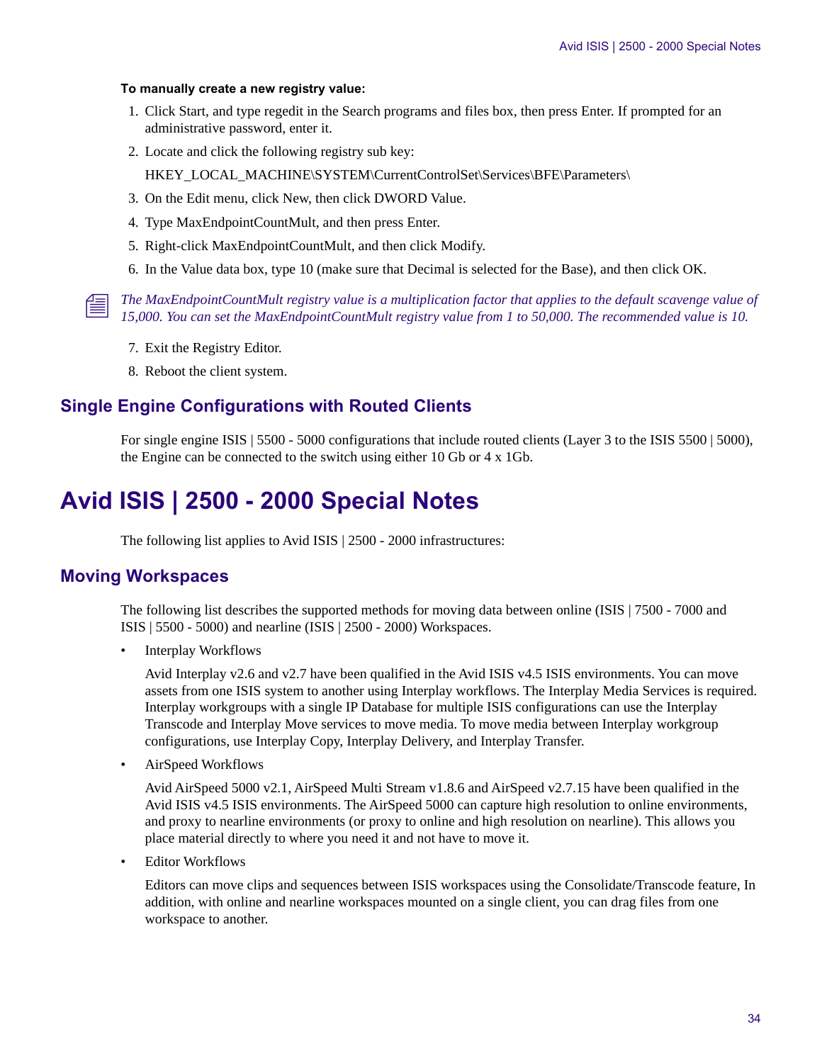**To manually create a new registry value:**

1. Click Start, and type regedit in the Search programs and files box, then press Enter. If prompted for an administrative password, enter it.
2. Locate and click the following registry sub key:

   HKEY_LOCAL_MACHINE\SYSTEM\CurrentControlSet\Services\BFE\Parameters\
3. On the Edit menu, click New, then click DWORD Value.
4. Type MaxEndpointCountMult, and then press Enter.
5. Right-click MaxEndpointCountMult, and then click Modify.
6. In the Value data box, type 10 (make sure that Decimal is selected for the Base), and then click OK.

*The MaxEndpointCountMult registry value is a multiplication factor that applies to the default scavenge value of 15,000. You can set the MaxEndpointCountMult registry value from 1 to 50,000. The recommended value is 10.*

7. Exit the Registry Editor.
8. Reboot the client system.

## Single Engine Configurations with Routed Clients

For single engine ISIS | 5500 - 5000 configurations that include routed clients (Layer 3 to the ISIS 5500 | 5000), the Engine can be connected to the switch using either 10 Gb or 4 x 1Gb.

# Avid ISIS | 2500 - 2000 Special Notes

The following list applies to Avid ISIS | 2500 - 2000 infrastructures:

## Moving Workspaces

The following list describes the supported methods for moving data between online (ISIS | 7500 - 7000 and ISIS | 5500 - 5000) and nearline (ISIS | 2500 - 2000) Workspaces.

- Interplay Workflows

  Avid Interplay v2.6 and v2.7 have been qualified in the Avid ISIS v4.5 ISIS environments. You can move assets from one ISIS system to another using Interplay workflows. The Interplay Media Services is required. Interplay workgroups with a single IP Database for multiple ISIS configurations can use the Interplay Transcode and Interplay Move services to move media. To move media between Interplay workgroup configurations, use Interplay Copy, Interplay Delivery, and Interplay Transfer.

- AirSpeed Workflows

  Avid AirSpeed 5000 v2.1, AirSpeed Multi Stream v1.8.6 and AirSpeed v2.7.15 have been qualified in the Avid ISIS v4.5 ISIS environments. The AirSpeed 5000 can capture high resolution to online environments, and proxy to nearline environments (or proxy to online and high resolution on nearline). This allows you place material directly to where you need it and not have to move it.

- Editor Workflows

  Editors can move clips and sequences between ISIS workspaces using the Consolidate/Transcode feature, In addition, with online and nearline workspaces mounted on a single client, you can drag files from one workspace to another.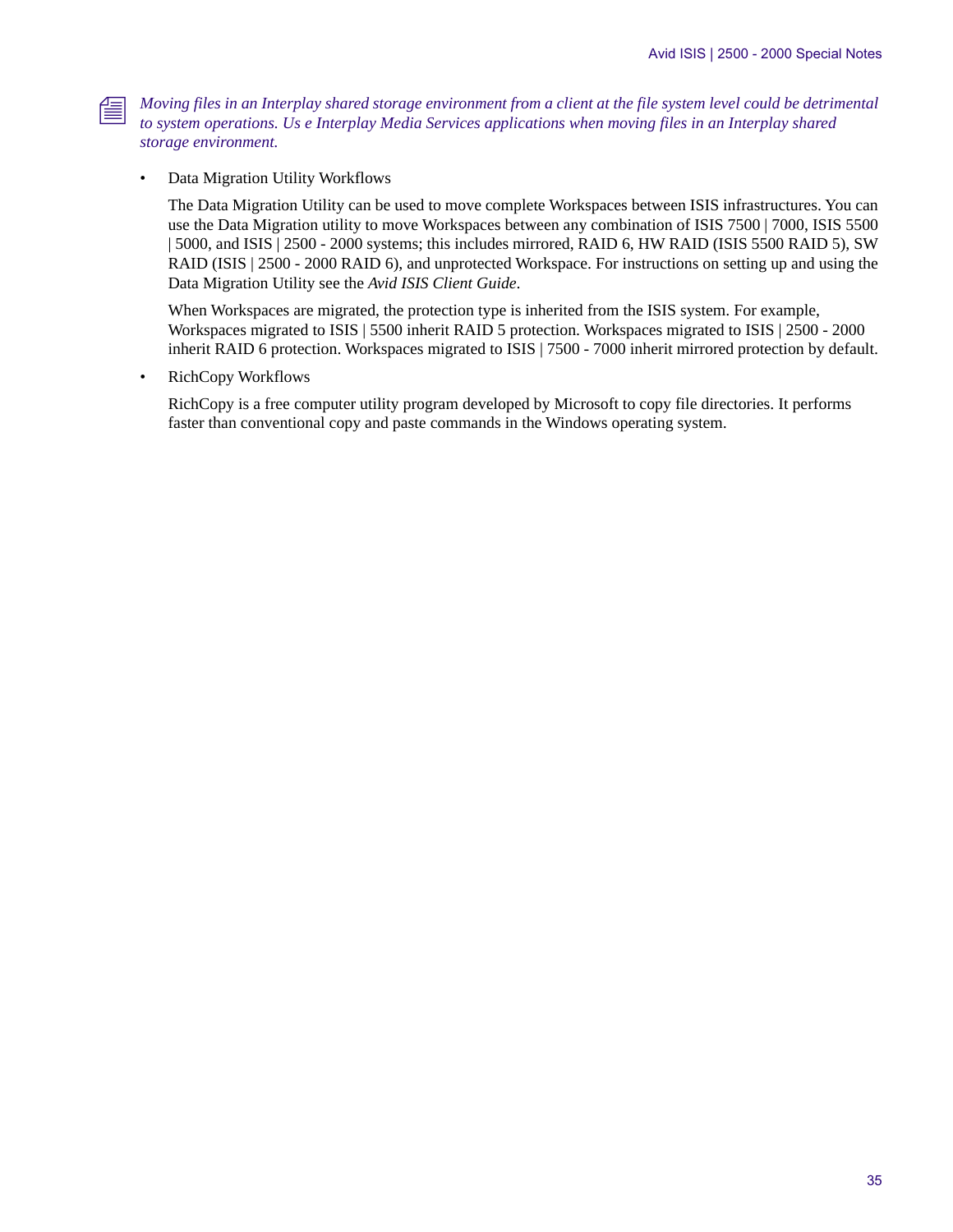*Moving files in an Interplay shared storage environment from a client at the file system level could be detrimental to system operations. Us e Interplay Media Services applications when moving files in an Interplay shared storage environment.*

- Data Migration Utility Workflows

  The Data Migration Utility can be used to move complete Workspaces between ISIS infrastructures. You can use the Data Migration utility to move Workspaces between any combination of ISIS 7500 | 7000, ISIS 5500 | 5000, and ISIS | 2500 - 2000 systems; this includes mirrored, RAID 6, HW RAID (ISIS 5500 RAID 5), SW RAID (ISIS | 2500 - 2000 RAID 6), and unprotected Workspace. For instructions on setting up and using the Data Migration Utility see the *Avid ISIS Client Guide*.

  When Workspaces are migrated, the protection type is inherited from the ISIS system. For example, Workspaces migrated to ISIS | 5500 inherit RAID 5 protection. Workspaces migrated to ISIS | 2500 - 2000 inherit RAID 6 protection. Workspaces migrated to ISIS | 7500 - 7000 inherit mirrored protection by default.

- RichCopy Workflows

  RichCopy is a free computer utility program developed by Microsoft to copy file directories. It performs faster than conventional copy and paste commands in the Windows operating system.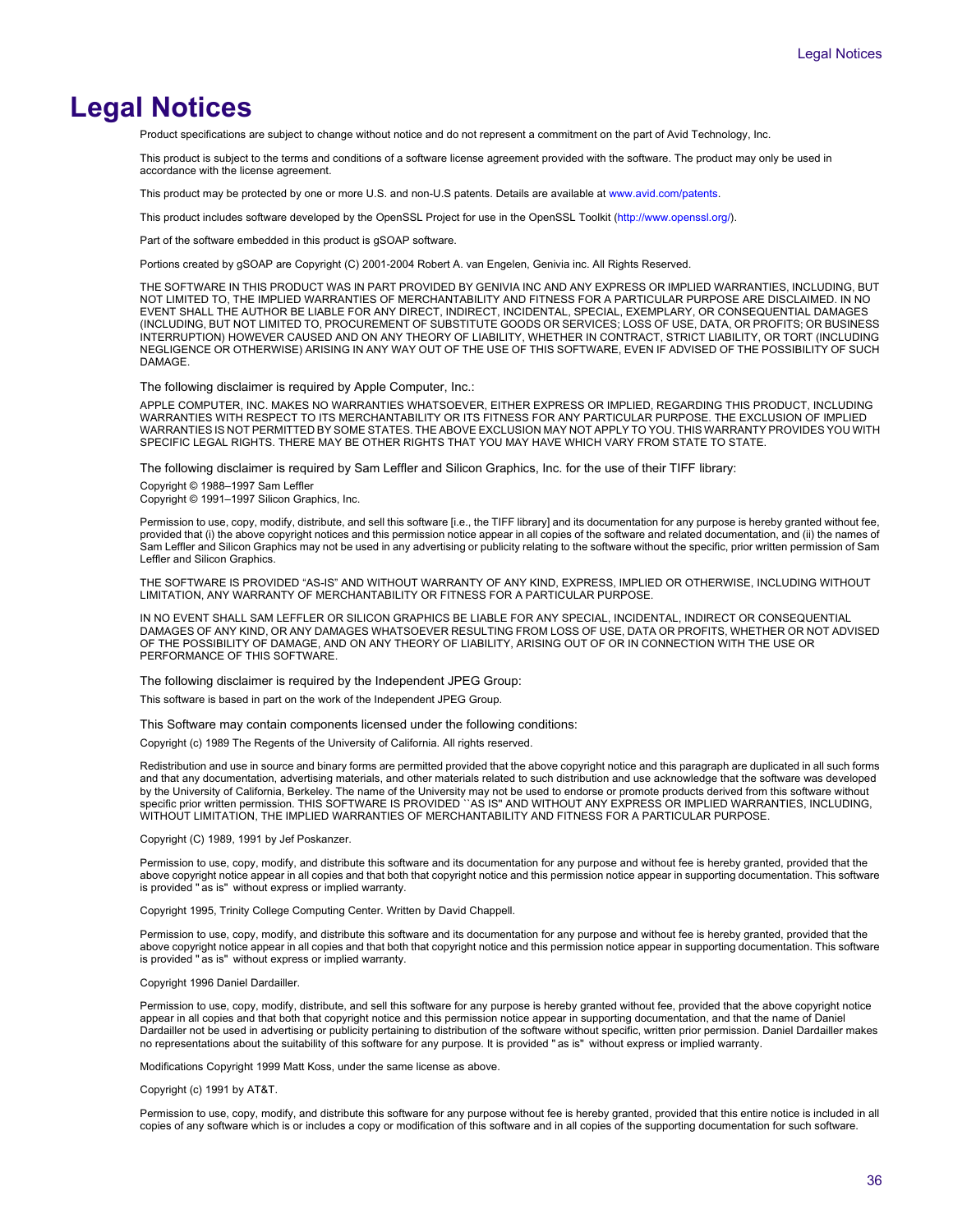# Legal Notices

Product specifications are subject to change without notice and do not represent a commitment on the part of Avid Technology, Inc.

This product is subject to the terms and conditions of a software license agreement provided with the software. The product may only be used in accordance with the license agreement.

This product may be protected by one or more U.S. and non-U.S patents. Details are available at www.avid.com/patents.

This product includes software developed by the OpenSSL Project for use in the OpenSSL Toolkit (http://www.openssl.org/).

Part of the software embedded in this product is gSOAP software.

Portions created by gSOAP are Copyright (C) 2001-2004 Robert A. van Engelen, Genivia inc. All Rights Reserved.

THE SOFTWARE IN THIS PRODUCT WAS IN PART PROVIDED BY GENIVIA INC AND ANY EXPRESS OR IMPLIED WARRANTIES, INCLUDING, BUT NOT LIMITED TO, THE IMPLIED WARRANTIES OF MERCHANTABILITY AND FITNESS FOR A PARTICULAR PURPOSE ARE DISCLAIMED. IN NO EVENT SHALL THE AUTHOR BE LIABLE FOR ANY DIRECT, INDIRECT, INCIDENTAL, SPECIAL, EXEMPLARY, OR CONSEQUENTIAL DAMAGES (INCLUDING, BUT NOT LIMITED TO, PROCUREMENT OF SUBSTITUTE GOODS OR SERVICES; LOSS OF USE, DATA, OR PROFITS; OR BUSINESS INTERRUPTION) HOWEVER CAUSED AND ON ANY THEORY OF LIABILITY, WHETHER IN CONTRACT, STRICT LIABILITY, OR TORT (INCLUDING NEGLIGENCE OR OTHERWISE) ARISING IN ANY WAY OUT OF THE USE OF THIS SOFTWARE, EVEN IF ADVISED OF THE POSSIBILITY OF SUCH DAMAGE.

The following disclaimer is required by Apple Computer, Inc.:

APPLE COMPUTER, INC. MAKES NO WARRANTIES WHATSOEVER, EITHER EXPRESS OR IMPLIED, REGARDING THIS PRODUCT, INCLUDING WARRANTIES WITH RESPECT TO ITS MERCHANTABILITY OR ITS FITNESS FOR ANY PARTICULAR PURPOSE. THE EXCLUSION OF IMPLIED WARRANTIES IS NOT PERMITTED BY SOME STATES. THE ABOVE EXCLUSION MAY NOT APPLY TO YOU. THIS WARRANTY PROVIDES YOU WITH SPECIFIC LEGAL RIGHTS. THERE MAY BE OTHER RIGHTS THAT YOU MAY HAVE WHICH VARY FROM STATE TO STATE.

The following disclaimer is required by Sam Leffler and Silicon Graphics, Inc. for the use of their TIFF library:

Copyright © 1988–1997 Sam Leffler
Copyright © 1991–1997 Silicon Graphics, Inc.

Permission to use, copy, modify, distribute, and sell this software [i.e., the TIFF library] and its documentation for any purpose is hereby granted without fee, provided that (i) the above copyright notices and this permission notice appear in all copies of the software and related documentation, and (ii) the names of Sam Leffler and Silicon Graphics may not be used in any advertising or publicity relating to the software without the specific, prior written permission of Sam Leffler and Silicon Graphics.

THE SOFTWARE IS PROVIDED "AS-IS" AND WITHOUT WARRANTY OF ANY KIND, EXPRESS, IMPLIED OR OTHERWISE, INCLUDING WITHOUT LIMITATION, ANY WARRANTY OF MERCHANTABILITY OR FITNESS FOR A PARTICULAR PURPOSE.

IN NO EVENT SHALL SAM LEFFLER OR SILICON GRAPHICS BE LIABLE FOR ANY SPECIAL, INCIDENTAL, INDIRECT OR CONSEQUENTIAL DAMAGES OF ANY KIND, OR ANY DAMAGES WHATSOEVER RESULTING FROM LOSS OF USE, DATA OR PROFITS, WHETHER OR NOT ADVISED OF THE POSSIBILITY OF DAMAGE, AND ON ANY THEORY OF LIABILITY, ARISING OUT OF OR IN CONNECTION WITH THE USE OR PERFORMANCE OF THIS SOFTWARE.

The following disclaimer is required by the Independent JPEG Group:

This software is based in part on the work of the Independent JPEG Group.

This Software may contain components licensed under the following conditions:

Copyright (c) 1989 The Regents of the University of California. All rights reserved.

Redistribution and use in source and binary forms are permitted provided that the above copyright notice and this paragraph are duplicated in all such forms and that any documentation, advertising materials, and other materials related to such distribution and use acknowledge that the software was developed by the University of California, Berkeley. The name of the University may not be used to endorse or promote products derived from this software without specific prior written permission. THIS SOFTWARE IS PROVIDED ``AS IS'' AND WITHOUT ANY EXPRESS OR IMPLIED WARRANTIES, INCLUDING, WITHOUT LIMITATION, THE IMPLIED WARRANTIES OF MERCHANTABILITY AND FITNESS FOR A PARTICULAR PURPOSE.

Copyright (C) 1989, 1991 by Jef Poskanzer.

Permission to use, copy, modify, and distribute this software and its documentation for any purpose and without fee is hereby granted, provided that the above copyright notice appear in all copies and that both that copyright notice and this permission notice appear in supporting documentation. This software is provided " as is" without express or implied warranty.

Copyright 1995, Trinity College Computing Center. Written by David Chappell.

Permission to use, copy, modify, and distribute this software and its documentation for any purpose and without fee is hereby granted, provided that the above copyright notice appear in all copies and that both that copyright notice and this permission notice appear in supporting documentation. This software is provided " as is" without express or implied warranty.

Copyright 1996 Daniel Dardailler.

Permission to use, copy, modify, distribute, and sell this software for any purpose is hereby granted without fee, provided that the above copyright notice appear in all copies and that both that copyright notice and this permission notice appear in supporting documentation, and that the name of Daniel Dardailler not be used in advertising or publicity pertaining to distribution of the software without specific, written prior permission. Daniel Dardailler makes no representations about the suitability of this software for any purpose. It is provided " as is" without express or implied warranty.

Modifications Copyright 1999 Matt Koss, under the same license as above.

Copyright (c) 1991 by AT&T.

Permission to use, copy, modify, and distribute this software for any purpose without fee is hereby granted, provided that this entire notice is included in all copies of any software which is or includes a copy or modification of this software and in all copies of the supporting documentation for such software.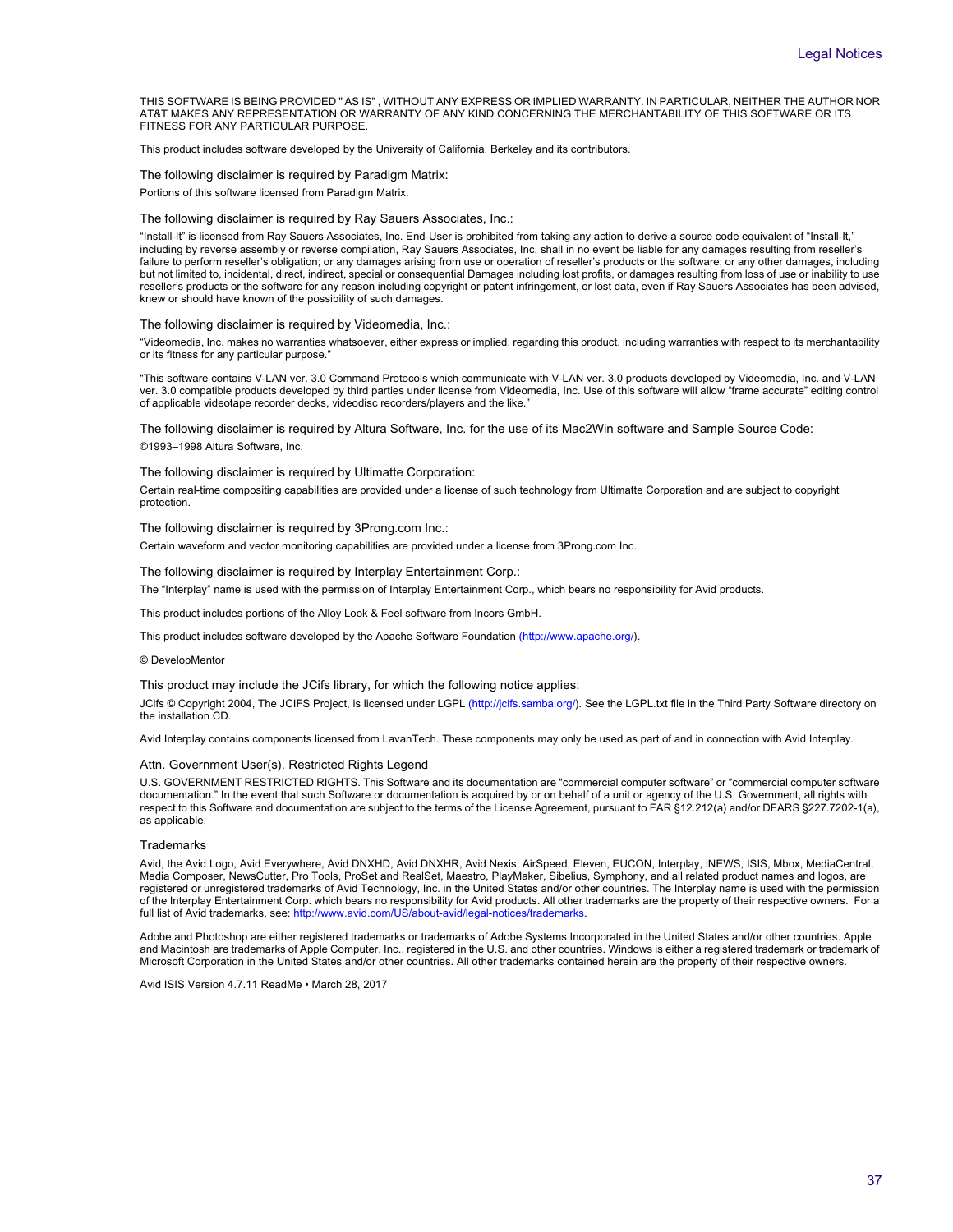THIS SOFTWARE IS BEING PROVIDED " AS IS" , WITHOUT ANY EXPRESS OR IMPLIED WARRANTY. IN PARTICULAR, NEITHER THE AUTHOR NOR AT&T MAKES ANY REPRESENTATION OR WARRANTY OF ANY KIND CONCERNING THE MERCHANTABILITY OF THIS SOFTWARE OR ITS FITNESS FOR ANY PARTICULAR PURPOSE.

This product includes software developed by the University of California, Berkeley and its contributors.

The following disclaimer is required by Paradigm Matrix:

Portions of this software licensed from Paradigm Matrix.

The following disclaimer is required by Ray Sauers Associates, Inc.:

“Install-It” is licensed from Ray Sauers Associates, Inc. End-User is prohibited from taking any action to derive a source code equivalent of “Install-It,” including by reverse assembly or reverse compilation, Ray Sauers Associates, Inc. shall in no event be liable for any damages resulting from reseller’s failure to perform reseller’s obligation; or any damages arising from use or operation of reseller’s products or the software; or any other damages, including but not limited to, incidental, direct, indirect, special or consequential Damages including lost profits, or damages resulting from loss of use or inability to use reseller’s products or the software for any reason including copyright or patent infringement, or lost data, even if Ray Sauers Associates has been advised, knew or should have known of the possibility of such damages.

The following disclaimer is required by Videomedia, Inc.:

“Videomedia, Inc. makes no warranties whatsoever, either express or implied, regarding this product, including warranties with respect to its merchantability or its fitness for any particular purpose.”

“This software contains V-LAN ver. 3.0 Command Protocols which communicate with V-LAN ver. 3.0 products developed by Videomedia, Inc. and V-LAN ver. 3.0 compatible products developed by third parties under license from Videomedia, Inc. Use of this software will allow “frame accurate” editing control of applicable videotape recorder decks, videodisc recorders/players and the like.”

The following disclaimer is required by Altura Software, Inc. for the use of its Mac2Win software and Sample Source Code:

©1993–1998 Altura Software, Inc.

The following disclaimer is required by Ultimatte Corporation:

Certain real-time compositing capabilities are provided under a license of such technology from Ultimatte Corporation and are subject to copyright protection.

The following disclaimer is required by 3Prong.com Inc.:

Certain waveform and vector monitoring capabilities are provided under a license from 3Prong.com Inc.

The following disclaimer is required by Interplay Entertainment Corp.:

The “Interplay” name is used with the permission of Interplay Entertainment Corp., which bears no responsibility for Avid products.

This product includes portions of the Alloy Look & Feel software from Incors GmbH.

This product includes software developed by the Apache Software Foundation (http://www.apache.org/).

© DevelopMentor

This product may include the JCifs library, for which the following notice applies:

JCifs © Copyright 2004, The JCIFS Project, is licensed under LGPL (http://jcifs.samba.org/). See the LGPL.txt file in the Third Party Software directory on the installation CD.

Avid Interplay contains components licensed from LavanTech. These components may only be used as part of and in connection with Avid Interplay.

Attn. Government User(s). Restricted Rights Legend

U.S. GOVERNMENT RESTRICTED RIGHTS. This Software and its documentation are “commercial computer software” or “commercial computer software documentation.” In the event that such Software or documentation is acquired by or on behalf of a unit or agency of the U.S. Government, all rights with respect to this Software and documentation are subject to the terms of the License Agreement, pursuant to FAR §12.212(a) and/or DFARS §227.7202-1(a), as applicable.

Trademarks

Avid, the Avid Logo, Avid Everywhere, Avid DNXHD, Avid DNXHR, Avid Nexis, AirSpeed, Eleven, EUCON, Interplay, iNEWS, ISIS, Mbox, MediaCentral, Media Composer, NewsCutter, Pro Tools, ProSet and RealSet, Maestro, PlayMaker, Sibelius, Symphony, and all related product names and logos, are registered or unregistered trademarks of Avid Technology, Inc. in the United States and/or other countries. The Interplay name is used with the permission of the Interplay Entertainment Corp. which bears no responsibility for Avid products. All other trademarks are the property of their respective owners. For a full list of Avid trademarks, see: http://www.avid.com/US/about-avid/legal-notices/trademarks.

Adobe and Photoshop are either registered trademarks or trademarks of Adobe Systems Incorporated in the United States and/or other countries. Apple and Macintosh are trademarks of Apple Computer, Inc., registered in the U.S. and other countries. Windows is either a registered trademark or trademark of Microsoft Corporation in the United States and/or other countries. All other trademarks contained herein are the property of their respective owners.

Avid ISIS Version 4.7.11 ReadMe • March 28, 2017